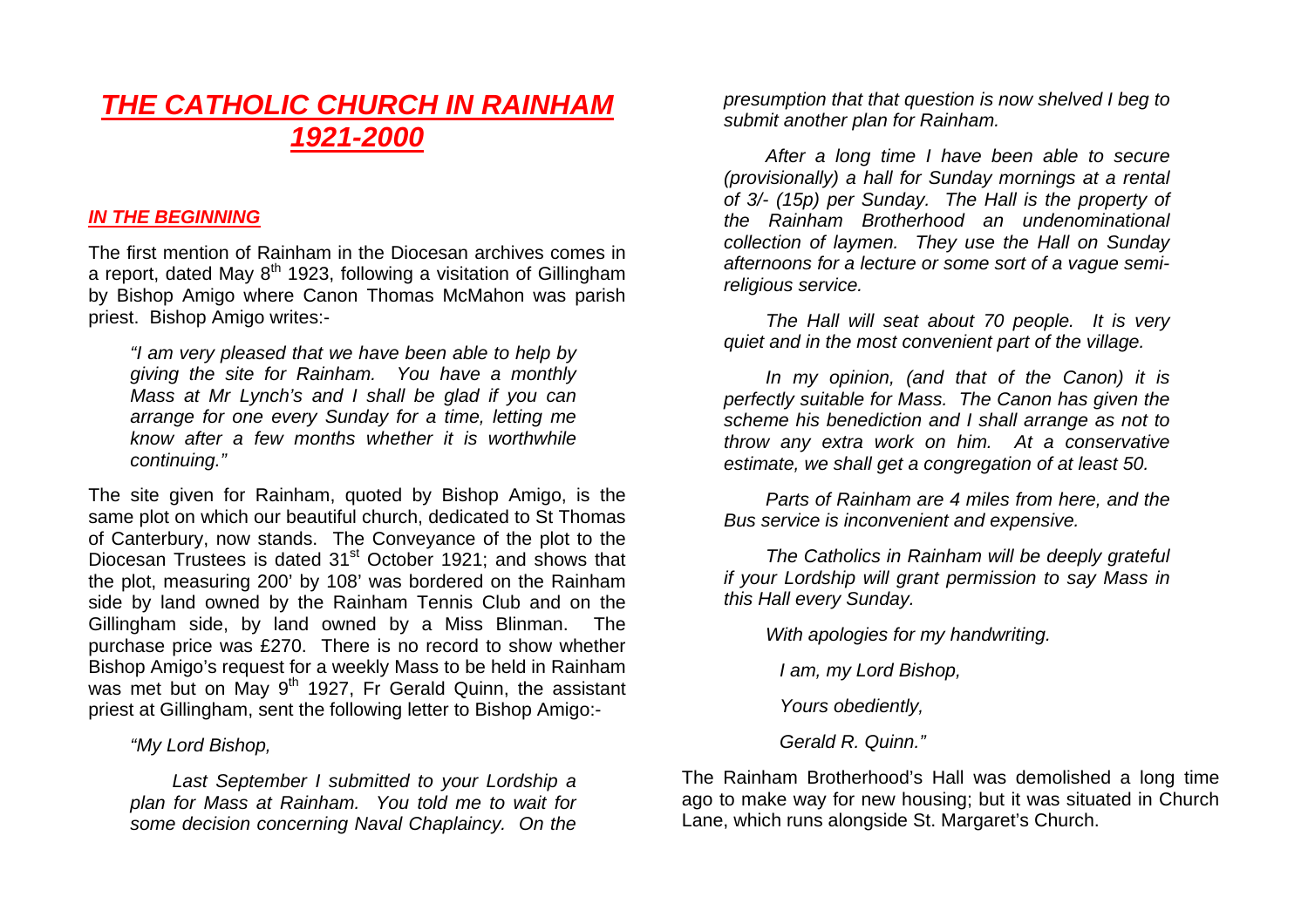# *THE CATHOLIC CHURCH IN RAINHAM 1921-2000*

### *IN THE BEGINNING*

The first mention of Rainham in the Diocesan archives comes in a report, dated May 8th 1923, following a visitation of Gillingham by Bishop Amigo where Canon Thomas McMahon was parish priest. Bishop Amigo writes:-

> *"I am very pleased that we have been able to help by giving the site for Rainham. You have a monthly Mass at Mr Lynch's and I shall be glad if you can arrange for one every Sunday for a time, letting me know after a few months whether it is worthwhile continuing."*

The site given for Rainham, quoted by Bishop Amigo, is the same plot on which our beautiful church, dedicated to St Thomas of Canterbury, now stands. The Conveyance of the plot to the Diocesan Trustees is dated 31st October 1921; and shows that the plot, measuring 200' by 108' was bordered on the Rainham side by land owned by the Rainham Tennis Club and on the Gillingham side, by land owned by a Miss Blinman. The purchase price was £270. There is no record to show whether Bishop Amigo's request for a weekly Mass to be held in Rainham was met but on May 9th 1927, Fr Gerald Quinn, the assistant priest at Gillingham, sent the following letter to Bishop Amigo:-

> *"My Lord Bishop,*
>
> *Last September I submitted to your Lordship a plan for Mass at Rainham. You told me to wait for some decision concerning Naval Chaplaincy. On the presumption that that question is now shelved I beg to submit another plan for Rainham.*
>
> *After a long time I have been able to secure (provisionally) a hall for Sunday mornings at a rental of 3/- (15p) per Sunday. The Hall is the property of the Rainham Brotherhood an undenominational collection of laymen. They use the Hall on Sunday afternoons for a lecture or some sort of a vague semi-religious service.*
>
> *The Hall will seat about 70 people. It is very quiet and in the most convenient part of the village.*
>
> *In my opinion, (and that of the Canon) it is perfectly suitable for Mass. The Canon has given the scheme his benediction and I shall arrange as not to throw any extra work on him. At a conservative estimate, we shall get a congregation of at least 50.*
>
> *Parts of Rainham are 4 miles from here, and the Bus service is inconvenient and expensive.*
>
> *The Catholics in Rainham will be deeply grateful if your Lordship will grant permission to say Mass in this Hall every Sunday.*
>
> *With apologies for my handwriting.*
>
> *I am, my Lord Bishop,*
>
> *Yours obediently,*
>
> *Gerald R. Quinn."*

The Rainham Brotherhood's Hall was demolished a long time ago to make way for new housing; but it was situated in Church Lane, which runs alongside St. Margaret's Church.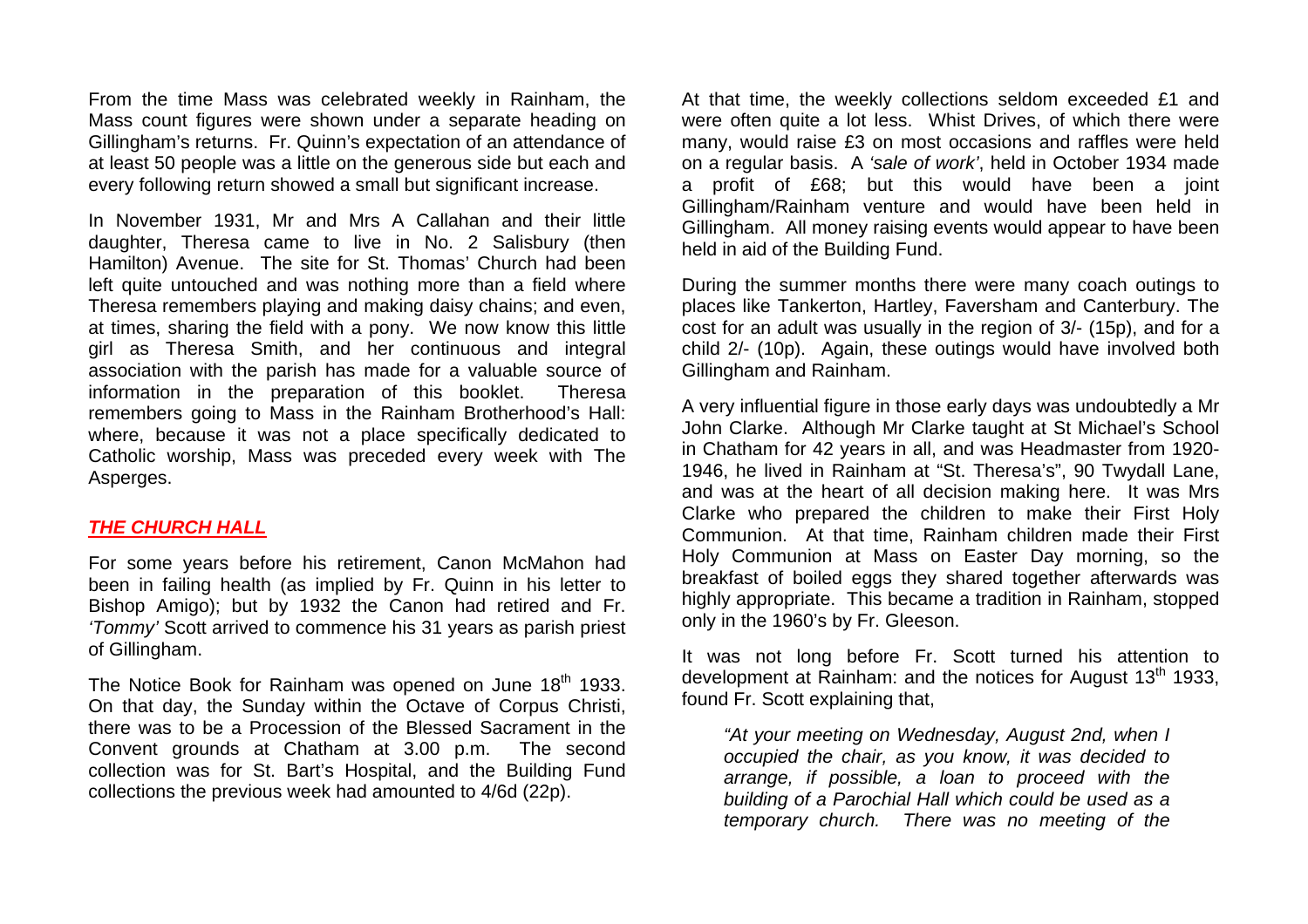From the time Mass was celebrated weekly in Rainham, the Mass count figures were shown under a separate heading on Gillingham's returns. Fr. Quinn's expectation of an attendance of at least 50 people was a little on the generous side but each and every following return showed a small but significant increase.

In November 1931, Mr and Mrs A Callahan and their little daughter, Theresa came to live in No. 2 Salisbury (then Hamilton) Avenue. The site for St. Thomas' Church had been left quite untouched and was nothing more than a field where Theresa remembers playing and making daisy chains; and even, at times, sharing the field with a pony. We now know this little girl as Theresa Smith, and her continuous and integral association with the parish has made for a valuable source of information in the preparation of this booklet. Theresa remembers going to Mass in the Rainham Brotherhood's Hall: where, because it was not a place specifically dedicated to Catholic worship, Mass was preceded every week with The Asperges.

## ***THE CHURCH HALL***

For some years before his retirement, Canon McMahon had been in failing health (as implied by Fr. Quinn in his letter to Bishop Amigo); but by 1932 the Canon had retired and Fr. *'Tommy'* Scott arrived to commence his 31 years as parish priest of Gillingham.

The Notice Book for Rainham was opened on June 18th 1933. On that day, the Sunday within the Octave of Corpus Christi, there was to be a Procession of the Blessed Sacrament in the Convent grounds at Chatham at 3.00 p.m. The second collection was for St. Bart's Hospital, and the Building Fund collections the previous week had amounted to 4/6d (22p).

At that time, the weekly collections seldom exceeded £1 and were often quite a lot less. Whist Drives, of which there were many, would raise £3 on most occasions and raffles were held on a regular basis. A *'sale of work'*, held in October 1934 made a profit of £68; but this would have been a joint Gillingham/Rainham venture and would have been held in Gillingham. All money raising events would appear to have been held in aid of the Building Fund.

During the summer months there were many coach outings to places like Tankerton, Hartley, Faversham and Canterbury. The cost for an adult was usually in the region of 3/- (15p), and for a child 2/- (10p). Again, these outings would have involved both Gillingham and Rainham.

A very influential figure in those early days was undoubtedly a Mr John Clarke. Although Mr Clarke taught at St Michael's School in Chatham for 42 years in all, and was Headmaster from 1920-1946, he lived in Rainham at "St. Theresa's", 90 Twydall Lane, and was at the heart of all decision making here. It was Mrs Clarke who prepared the children to make their First Holy Communion. At that time, Rainham children made their First Holy Communion at Mass on Easter Day morning, so the breakfast of boiled eggs they shared together afterwards was highly appropriate. This became a tradition in Rainham, stopped only in the 1960's by Fr. Gleeson.

It was not long before Fr. Scott turned his attention to development at Rainham: and the notices for August 13th 1933, found Fr. Scott explaining that,

> *"At your meeting on Wednesday, August 2nd, when I occupied the chair, as you know, it was decided to arrange, if possible, a loan to proceed with the building of a Parochial Hall which could be used as a temporary church. There was no meeting of the*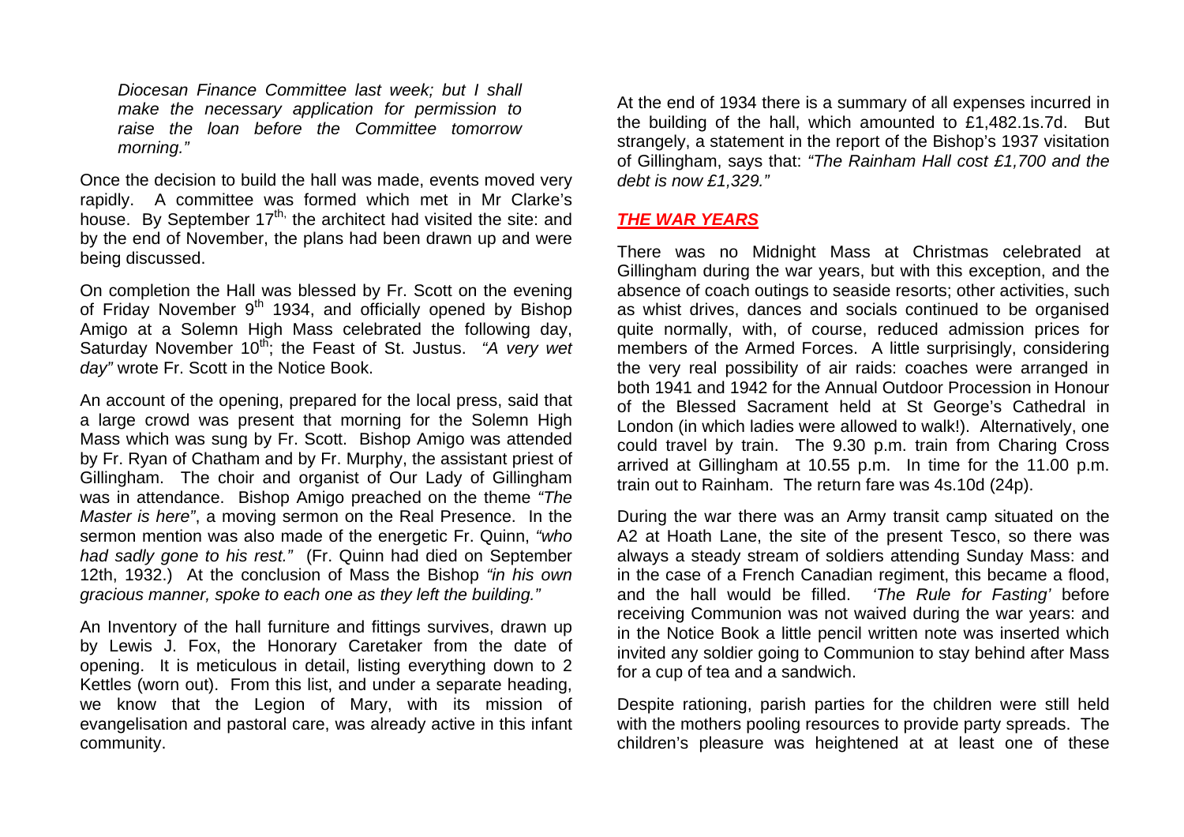*Diocesan Finance Committee last week; but I shall make the necessary application for permission to raise the loan before the Committee tomorrow morning."*

Once the decision to build the hall was made, events moved very rapidly. A committee was formed which met in Mr Clarke's house. By September 17th, the architect had visited the site: and by the end of November, the plans had been drawn up and were being discussed.

On completion the Hall was blessed by Fr. Scott on the evening of Friday November 9th 1934, and officially opened by Bishop Amigo at a Solemn High Mass celebrated the following day, Saturday November 10th; the Feast of St. Justus. *"A very wet day"* wrote Fr. Scott in the Notice Book.

An account of the opening, prepared for the local press, said that a large crowd was present that morning for the Solemn High Mass which was sung by Fr. Scott. Bishop Amigo was attended by Fr. Ryan of Chatham and by Fr. Murphy, the assistant priest of Gillingham. The choir and organist of Our Lady of Gillingham was in attendance. Bishop Amigo preached on the theme *"The Master is here"*, a moving sermon on the Real Presence. In the sermon mention was also made of the energetic Fr. Quinn, *"who had sadly gone to his rest."* (Fr. Quinn had died on September 12th, 1932.) At the conclusion of Mass the Bishop *"in his own gracious manner, spoke to each one as they left the building."*

An Inventory of the hall furniture and fittings survives, drawn up by Lewis J. Fox, the Honorary Caretaker from the date of opening. It is meticulous in detail, listing everything down to 2 Kettles (worn out). From this list, and under a separate heading, we know that the Legion of Mary, with its mission of evangelisation and pastoral care, was already active in this infant community.

At the end of 1934 there is a summary of all expenses incurred in the building of the hall, which amounted to £1,482.1s.7d. But strangely, a statement in the report of the Bishop's 1937 visitation of Gillingham, says that: *"The Rainham Hall cost £1,700 and the debt is now £1,329."*

## ***THE WAR YEARS***

There was no Midnight Mass at Christmas celebrated at Gillingham during the war years, but with this exception, and the absence of coach outings to seaside resorts; other activities, such as whist drives, dances and socials continued to be organised quite normally, with, of course, reduced admission prices for members of the Armed Forces. A little surprisingly, considering the very real possibility of air raids: coaches were arranged in both 1941 and 1942 for the Annual Outdoor Procession in Honour of the Blessed Sacrament held at St George's Cathedral in London (in which ladies were allowed to walk!). Alternatively, one could travel by train. The 9.30 p.m. train from Charing Cross arrived at Gillingham at 10.55 p.m. In time for the 11.00 p.m. train out to Rainham. The return fare was 4s.10d (24p).

During the war there was an Army transit camp situated on the A2 at Hoath Lane, the site of the present Tesco, so there was always a steady stream of soldiers attending Sunday Mass: and in the case of a French Canadian regiment, this became a flood, and the hall would be filled. *'The Rule for Fasting'* before receiving Communion was not waived during the war years: and in the Notice Book a little pencil written note was inserted which invited any soldier going to Communion to stay behind after Mass for a cup of tea and a sandwich.

Despite rationing, parish parties for the children were still held with the mothers pooling resources to provide party spreads. The children's pleasure was heightened at at least one of these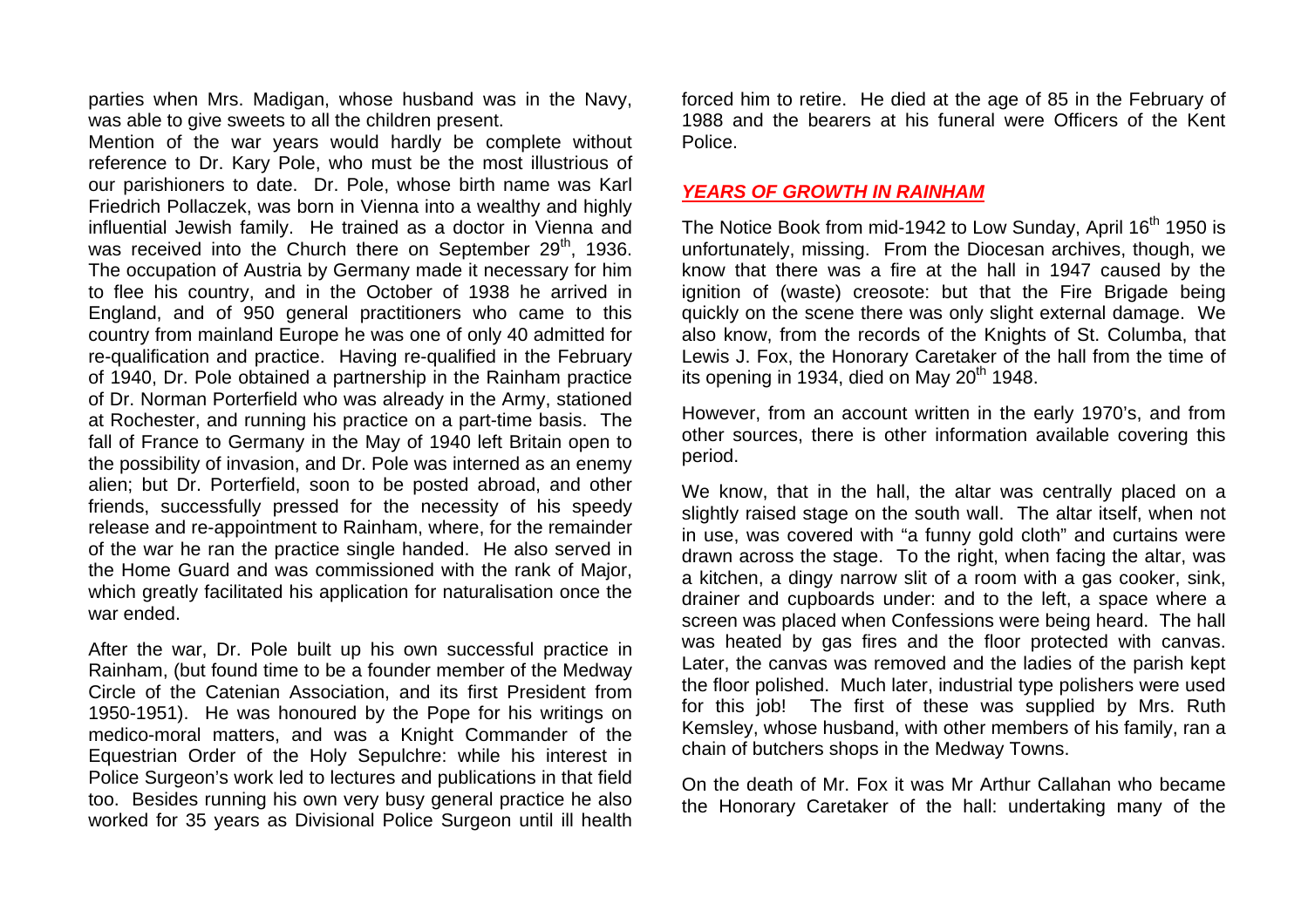parties when Mrs. Madigan, whose husband was in the Navy, was able to give sweets to all the children present.

Mention of the war years would hardly be complete without reference to Dr. Kary Pole, who must be the most illustrious of our parishioners to date. Dr. Pole, whose birth name was Karl Friedrich Pollaczek, was born in Vienna into a wealthy and highly influential Jewish family. He trained as a doctor in Vienna and was received into the Church there on September 29th, 1936. The occupation of Austria by Germany made it necessary for him to flee his country, and in the October of 1938 he arrived in England, and of 950 general practitioners who came to this country from mainland Europe he was one of only 40 admitted for re-qualification and practice. Having re-qualified in the February of 1940, Dr. Pole obtained a partnership in the Rainham practice of Dr. Norman Porterfield who was already in the Army, stationed at Rochester, and running his practice on a part-time basis. The fall of France to Germany in the May of 1940 left Britain open to the possibility of invasion, and Dr. Pole was interned as an enemy alien; but Dr. Porterfield, soon to be posted abroad, and other friends, successfully pressed for the necessity of his speedy release and re-appointment to Rainham, where, for the remainder of the war he ran the practice single handed. He also served in the Home Guard and was commissioned with the rank of Major, which greatly facilitated his application for naturalisation once the war ended.

After the war, Dr. Pole built up his own successful practice in Rainham, (but found time to be a founder member of the Medway Circle of the Catenian Association, and its first President from 1950-1951). He was honoured by the Pope for his writings on medico-moral matters, and was a Knight Commander of the Equestrian Order of the Holy Sepulchre: while his interest in Police Surgeon's work led to lectures and publications in that field too. Besides running his own very busy general practice he also worked for 35 years as Divisional Police Surgeon until ill health forced him to retire. He died at the age of 85 in the February of 1988 and the bearers at his funeral were Officers of the Kent Police.

## *YEARS OF GROWTH IN RAINHAM*

The Notice Book from mid-1942 to Low Sunday, April 16th 1950 is unfortunately, missing. From the Diocesan archives, though, we know that there was a fire at the hall in 1947 caused by the ignition of (waste) creosote: but that the Fire Brigade being quickly on the scene there was only slight external damage. We also know, from the records of the Knights of St. Columba, that Lewis J. Fox, the Honorary Caretaker of the hall from the time of its opening in 1934, died on May 20th 1948.

However, from an account written in the early 1970's, and from other sources, there is other information available covering this period.

We know, that in the hall, the altar was centrally placed on a slightly raised stage on the south wall. The altar itself, when not in use, was covered with "a funny gold cloth" and curtains were drawn across the stage. To the right, when facing the altar, was a kitchen, a dingy narrow slit of a room with a gas cooker, sink, drainer and cupboards under: and to the left, a space where a screen was placed when Confessions were being heard. The hall was heated by gas fires and the floor protected with canvas. Later, the canvas was removed and the ladies of the parish kept the floor polished. Much later, industrial type polishers were used for this job! The first of these was supplied by Mrs. Ruth Kemsley, whose husband, with other members of his family, ran a chain of butchers shops in the Medway Towns.

On the death of Mr. Fox it was Mr Arthur Callahan who became the Honorary Caretaker of the hall: undertaking many of the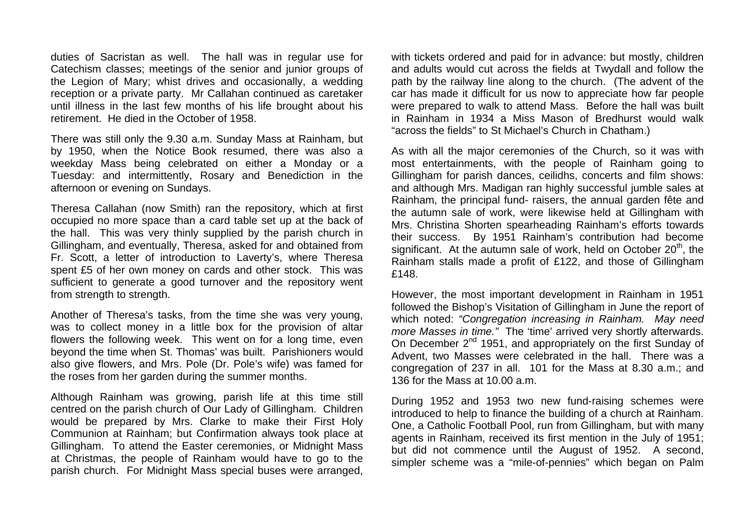duties of Sacristan as well. The hall was in regular use for Catechism classes; meetings of the senior and junior groups of the Legion of Mary; whist drives and occasionally, a wedding reception or a private party. Mr Callahan continued as caretaker until illness in the last few months of his life brought about his retirement. He died in the October of 1958.

There was still only the 9.30 a.m. Sunday Mass at Rainham, but by 1950, when the Notice Book resumed, there was also a weekday Mass being celebrated on either a Monday or a Tuesday: and intermittently, Rosary and Benediction in the afternoon or evening on Sundays.

Theresa Callahan (now Smith) ran the repository, which at first occupied no more space than a card table set up at the back of the hall. This was very thinly supplied by the parish church in Gillingham, and eventually, Theresa, asked for and obtained from Fr. Scott, a letter of introduction to Laverty's, where Theresa spent £5 of her own money on cards and other stock. This was sufficient to generate a good turnover and the repository went from strength to strength.

Another of Theresa's tasks, from the time she was very young, was to collect money in a little box for the provision of altar flowers the following week. This went on for a long time, even beyond the time when St. Thomas' was built. Parishioners would also give flowers, and Mrs. Pole (Dr. Pole's wife) was famed for the roses from her garden during the summer months.

Although Rainham was growing, parish life at this time still centred on the parish church of Our Lady of Gillingham. Children would be prepared by Mrs. Clarke to make their First Holy Communion at Rainham; but Confirmation always took place at Gillingham. To attend the Easter ceremonies, or Midnight Mass at Christmas, the people of Rainham would have to go to the parish church. For Midnight Mass special buses were arranged, with tickets ordered and paid for in advance: but mostly, children and adults would cut across the fields at Twydall and follow the path by the railway line along to the church. (The advent of the car has made it difficult for us now to appreciate how far people were prepared to walk to attend Mass. Before the hall was built in Rainham in 1934 a Miss Mason of Bredhurst would walk "across the fields" to St Michael's Church in Chatham.)

As with all the major ceremonies of the Church, so it was with most entertainments, with the people of Rainham going to Gillingham for parish dances, ceilidhs, concerts and film shows: and although Mrs. Madigan ran highly successful jumble sales at Rainham, the principal fund- raisers, the annual garden fête and the autumn sale of work, were likewise held at Gillingham with Mrs. Christina Shorten spearheading Rainham's efforts towards their success. By 1951 Rainham's contribution had become significant. At the autumn sale of work, held on October 20th, the Rainham stalls made a profit of £122, and those of Gillingham £148.

However, the most important development in Rainham in 1951 followed the Bishop's Visitation of Gillingham in June the report of which noted: *"Congregation increasing in Rainham. May need more Masses in time."* The 'time' arrived very shortly afterwards. On December 2nd 1951, and appropriately on the first Sunday of Advent, two Masses were celebrated in the hall. There was a congregation of 237 in all. 101 for the Mass at 8.30 a.m.; and 136 for the Mass at 10.00 a.m.

During 1952 and 1953 two new fund-raising schemes were introduced to help to finance the building of a church at Rainham. One, a Catholic Football Pool, run from Gillingham, but with many agents in Rainham, received its first mention in the July of 1951; but did not commence until the August of 1952. A second, simpler scheme was a "mile-of-pennies" which began on Palm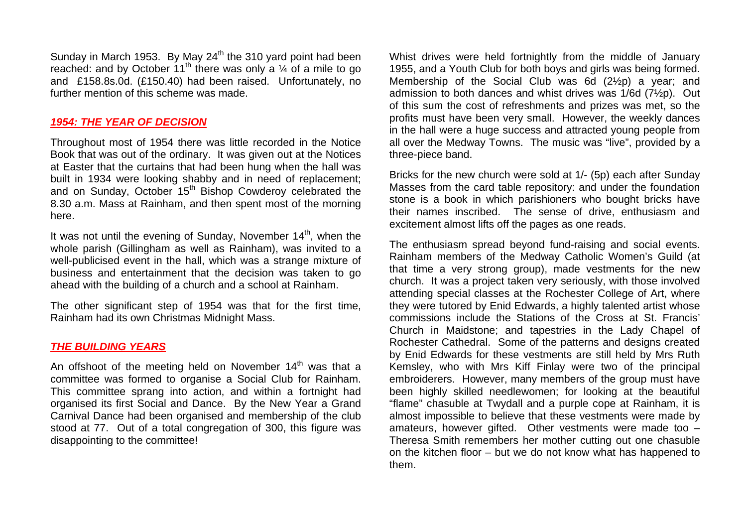Sunday in March 1953. By May 24th the 310 yard point had been reached: and by October 11th there was only a ¼ of a mile to go and £158.8s.0d. (£150.40) had been raised. Unfortunately, no further mention of this scheme was made.

## *1954: THE YEAR OF DECISION*

Throughout most of 1954 there was little recorded in the Notice Book that was out of the ordinary. It was given out at the Notices at Easter that the curtains that had been hung when the hall was built in 1934 were looking shabby and in need of replacement; and on Sunday, October 15th Bishop Cowderoy celebrated the 8.30 a.m. Mass at Rainham, and then spent most of the morning here.

It was not until the evening of Sunday, November 14th, when the whole parish (Gillingham as well as Rainham), was invited to a well-publicised event in the hall, which was a strange mixture of business and entertainment that the decision was taken to go ahead with the building of a church and a school at Rainham.

The other significant step of 1954 was that for the first time, Rainham had its own Christmas Midnight Mass.

## *THE BUILDING YEARS*

An offshoot of the meeting held on November 14th was that a committee was formed to organise a Social Club for Rainham. This committee sprang into action, and within a fortnight had organised its first Social and Dance. By the New Year a Grand Carnival Dance had been organised and membership of the club stood at 77. Out of a total congregation of 300, this figure was disappointing to the committee!

Whist drives were held fortnightly from the middle of January 1955, and a Youth Club for both boys and girls was being formed. Membership of the Social Club was 6d (2½p) a year; and admission to both dances and whist drives was 1/6d (7½p). Out of this sum the cost of refreshments and prizes was met, so the profits must have been very small. However, the weekly dances in the hall were a huge success and attracted young people from all over the Medway Towns. The music was "live", provided by a three-piece band.

Bricks for the new church were sold at 1/- (5p) each after Sunday Masses from the card table repository: and under the foundation stone is a book in which parishioners who bought bricks have their names inscribed. The sense of drive, enthusiasm and excitement almost lifts off the pages as one reads.

The enthusiasm spread beyond fund-raising and social events. Rainham members of the Medway Catholic Women's Guild (at that time a very strong group), made vestments for the new church. It was a project taken very seriously, with those involved attending special classes at the Rochester College of Art, where they were tutored by Enid Edwards, a highly talented artist whose commissions include the Stations of the Cross at St. Francis' Church in Maidstone; and tapestries in the Lady Chapel of Rochester Cathedral. Some of the patterns and designs created by Enid Edwards for these vestments are still held by Mrs Ruth Kemsley, who with Mrs Kiff Finlay were two of the principal embroiderers. However, many members of the group must have been highly skilled needlewomen; for looking at the beautiful "flame" chasuble at Twydall and a purple cope at Rainham, it is almost impossible to believe that these vestments were made by amateurs, however gifted. Other vestments were made too – Theresa Smith remembers her mother cutting out one chasuble on the kitchen floor – but we do not know what has happened to them.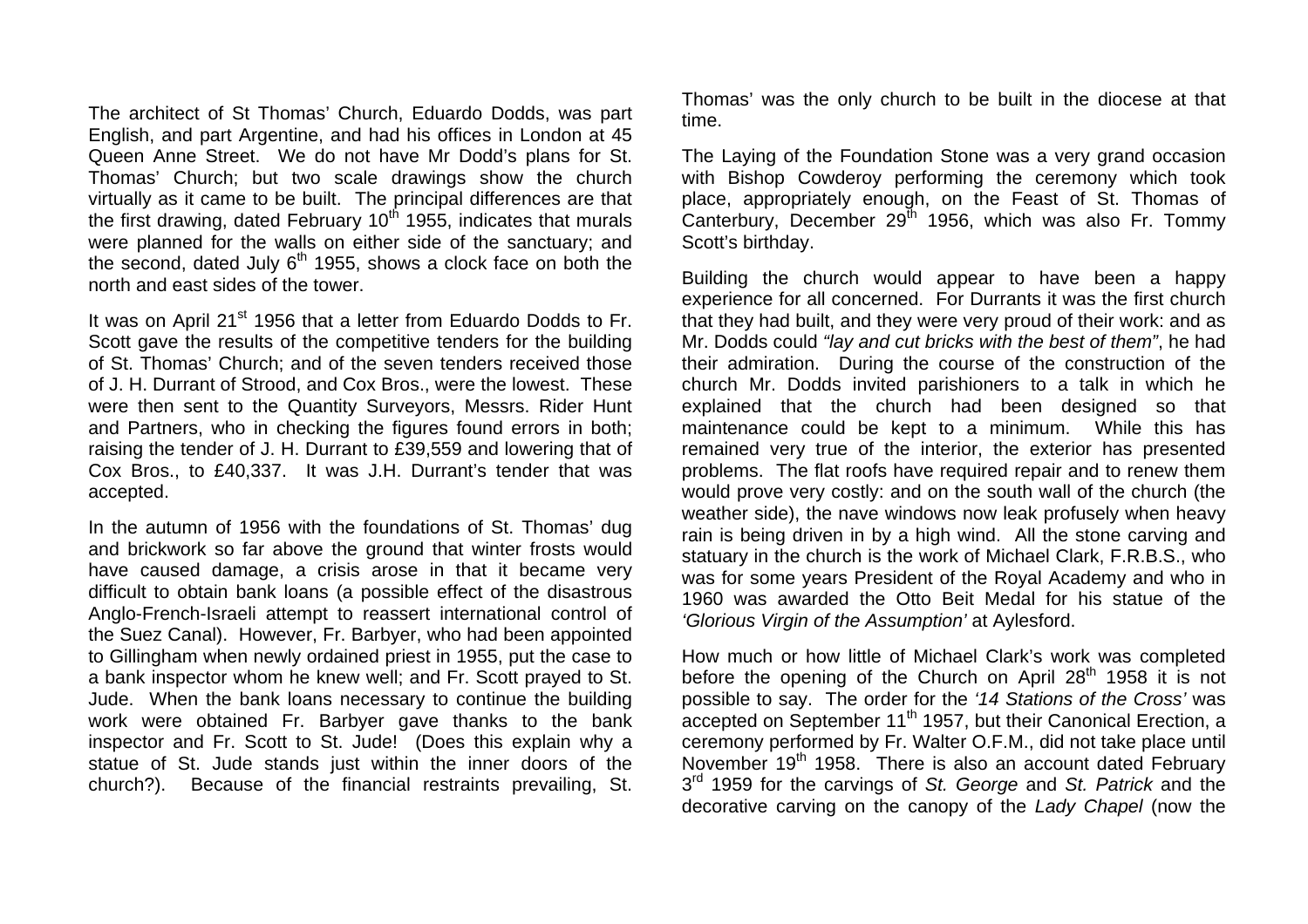The architect of St Thomas' Church, Eduardo Dodds, was part English, and part Argentine, and had his offices in London at 45 Queen Anne Street. We do not have Mr Dodd's plans for St. Thomas' Church; but two scale drawings show the church virtually as it came to be built. The principal differences are that the first drawing, dated February 10th 1955, indicates that murals were planned for the walls on either side of the sanctuary; and the second, dated July 6th 1955, shows a clock face on both the north and east sides of the tower.

It was on April 21st 1956 that a letter from Eduardo Dodds to Fr. Scott gave the results of the competitive tenders for the building of St. Thomas' Church; and of the seven tenders received those of J. H. Durrant of Strood, and Cox Bros., were the lowest. These were then sent to the Quantity Surveyors, Messrs. Rider Hunt and Partners, who in checking the figures found errors in both; raising the tender of J. H. Durrant to £39,559 and lowering that of Cox Bros., to £40,337. It was J.H. Durrant's tender that was accepted.

In the autumn of 1956 with the foundations of St. Thomas' dug and brickwork so far above the ground that winter frosts would have caused damage, a crisis arose in that it became very difficult to obtain bank loans (a possible effect of the disastrous Anglo-French-Israeli attempt to reassert international control of the Suez Canal). However, Fr. Barbyer, who had been appointed to Gillingham when newly ordained priest in 1955, put the case to a bank inspector whom he knew well; and Fr. Scott prayed to St. Jude. When the bank loans necessary to continue the building work were obtained Fr. Barbyer gave thanks to the bank inspector and Fr. Scott to St. Jude! (Does this explain why a statue of St. Jude stands just within the inner doors of the church?). Because of the financial restraints prevailing, St. Thomas' was the only church to be built in the diocese at that time.

The Laying of the Foundation Stone was a very grand occasion with Bishop Cowderoy performing the ceremony which took place, appropriately enough, on the Feast of St. Thomas of Canterbury, December 29th 1956, which was also Fr. Tommy Scott's birthday.

Building the church would appear to have been a happy experience for all concerned. For Durrants it was the first church that they had built, and they were very proud of their work: and as Mr. Dodds could *"lay and cut bricks with the best of them"*, he had their admiration. During the course of the construction of the church Mr. Dodds invited parishioners to a talk in which he explained that the church had been designed so that maintenance could be kept to a minimum. While this has remained very true of the interior, the exterior has presented problems. The flat roofs have required repair and to renew them would prove very costly: and on the south wall of the church (the weather side), the nave windows now leak profusely when heavy rain is being driven in by a high wind. All the stone carving and statuary in the church is the work of Michael Clark, F.R.B.S., who was for some years President of the Royal Academy and who in 1960 was awarded the Otto Beit Medal for his statue of the *'Glorious Virgin of the Assumption'* at Aylesford.

How much or how little of Michael Clark's work was completed before the opening of the Church on April 28th 1958 it is not possible to say. The order for the *'14 Stations of the Cross'* was accepted on September 11th 1957, but their Canonical Erection, a ceremony performed by Fr. Walter O.F.M., did not take place until November 19th 1958. There is also an account dated February 3rd 1959 for the carvings of *St. George* and *St. Patrick* and the decorative carving on the canopy of the *Lady Chapel* (now the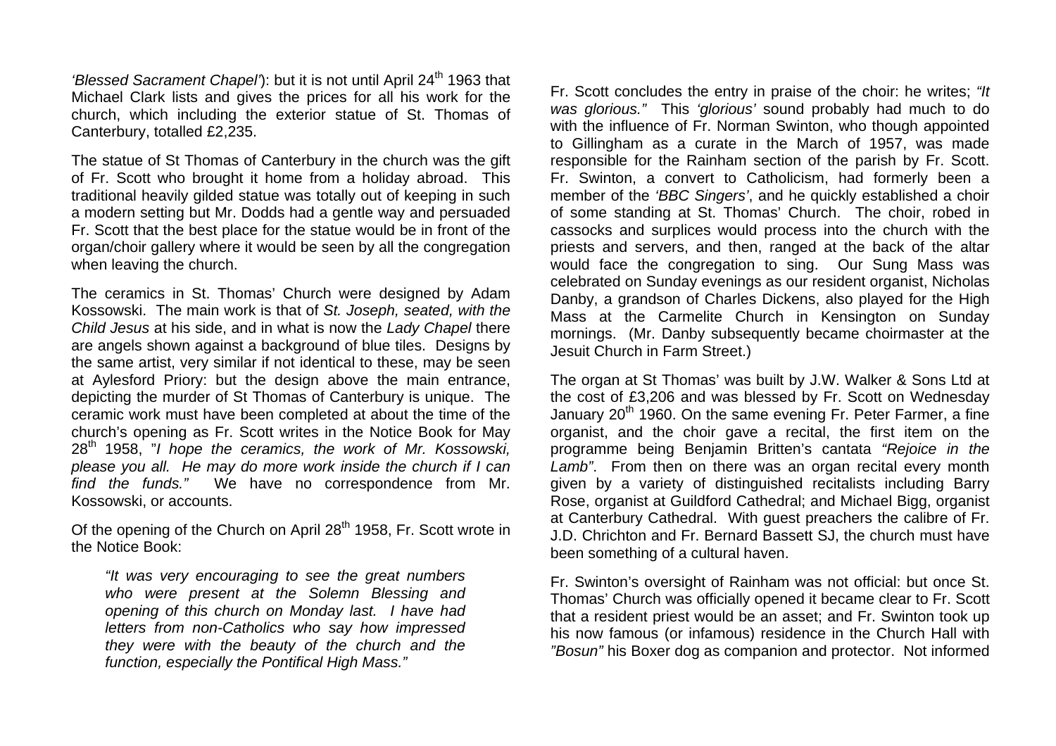*'Blessed Sacrament Chapel'*): but it is not until April 24th 1963 that Michael Clark lists and gives the prices for all his work for the church, which including the exterior statue of St. Thomas of Canterbury, totalled £2,235.

The statue of St Thomas of Canterbury in the church was the gift of Fr. Scott who brought it home from a holiday abroad. This traditional heavily gilded statue was totally out of keeping in such a modern setting but Mr. Dodds had a gentle way and persuaded Fr. Scott that the best place for the statue would be in front of the organ/choir gallery where it would be seen by all the congregation when leaving the church.

The ceramics in St. Thomas' Church were designed by Adam Kossowski. The main work is that of *St. Joseph, seated, with the Child Jesus* at his side, and in what is now the *Lady Chapel* there are angels shown against a background of blue tiles. Designs by the same artist, very similar if not identical to these, may be seen at Aylesford Priory: but the design above the main entrance, depicting the murder of St Thomas of Canterbury is unique. The ceramic work must have been completed at about the time of the church's opening as Fr. Scott writes in the Notice Book for May 28th 1958, "*I hope the ceramics, the work of Mr. Kossowski, please you all. He may do more work inside the church if I can find the funds."* We have no correspondence from Mr. Kossowski, or accounts.

Of the opening of the Church on April 28th 1958, Fr. Scott wrote in the Notice Book:

> *"It was very encouraging to see the great numbers who were present at the Solemn Blessing and opening of this church on Monday last. I have had letters from non-Catholics who say how impressed they were with the beauty of the church and the function, especially the Pontifical High Mass."*

Fr. Scott concludes the entry in praise of the choir: he writes; *"It was glorious."* This *'glorious'* sound probably had much to do with the influence of Fr. Norman Swinton, who though appointed to Gillingham as a curate in the March of 1957, was made responsible for the Rainham section of the parish by Fr. Scott. Fr. Swinton, a convert to Catholicism, had formerly been a member of the *'BBC Singers'*, and he quickly established a choir of some standing at St. Thomas' Church. The choir, robed in cassocks and surplices would process into the church with the priests and servers, and then, ranged at the back of the altar would face the congregation to sing. Our Sung Mass was celebrated on Sunday evenings as our resident organist, Nicholas Danby, a grandson of Charles Dickens, also played for the High Mass at the Carmelite Church in Kensington on Sunday mornings. (Mr. Danby subsequently became choirmaster at the Jesuit Church in Farm Street.)

The organ at St Thomas' was built by J.W. Walker & Sons Ltd at the cost of £3,206 and was blessed by Fr. Scott on Wednesday January 20th 1960. On the same evening Fr. Peter Farmer, a fine organist, and the choir gave a recital, the first item on the programme being Benjamin Britten's cantata *"Rejoice in the Lamb"*. From then on there was an organ recital every month given by a variety of distinguished recitalists including Barry Rose, organist at Guildford Cathedral; and Michael Bigg, organist at Canterbury Cathedral. With guest preachers the calibre of Fr. J.D. Chrichton and Fr. Bernard Bassett SJ, the church must have been something of a cultural haven.

Fr. Swinton's oversight of Rainham was not official: but once St. Thomas' Church was officially opened it became clear to Fr. Scott that a resident priest would be an asset; and Fr. Swinton took up his now famous (or infamous) residence in the Church Hall with *"Bosun"* his Boxer dog as companion and protector. Not informed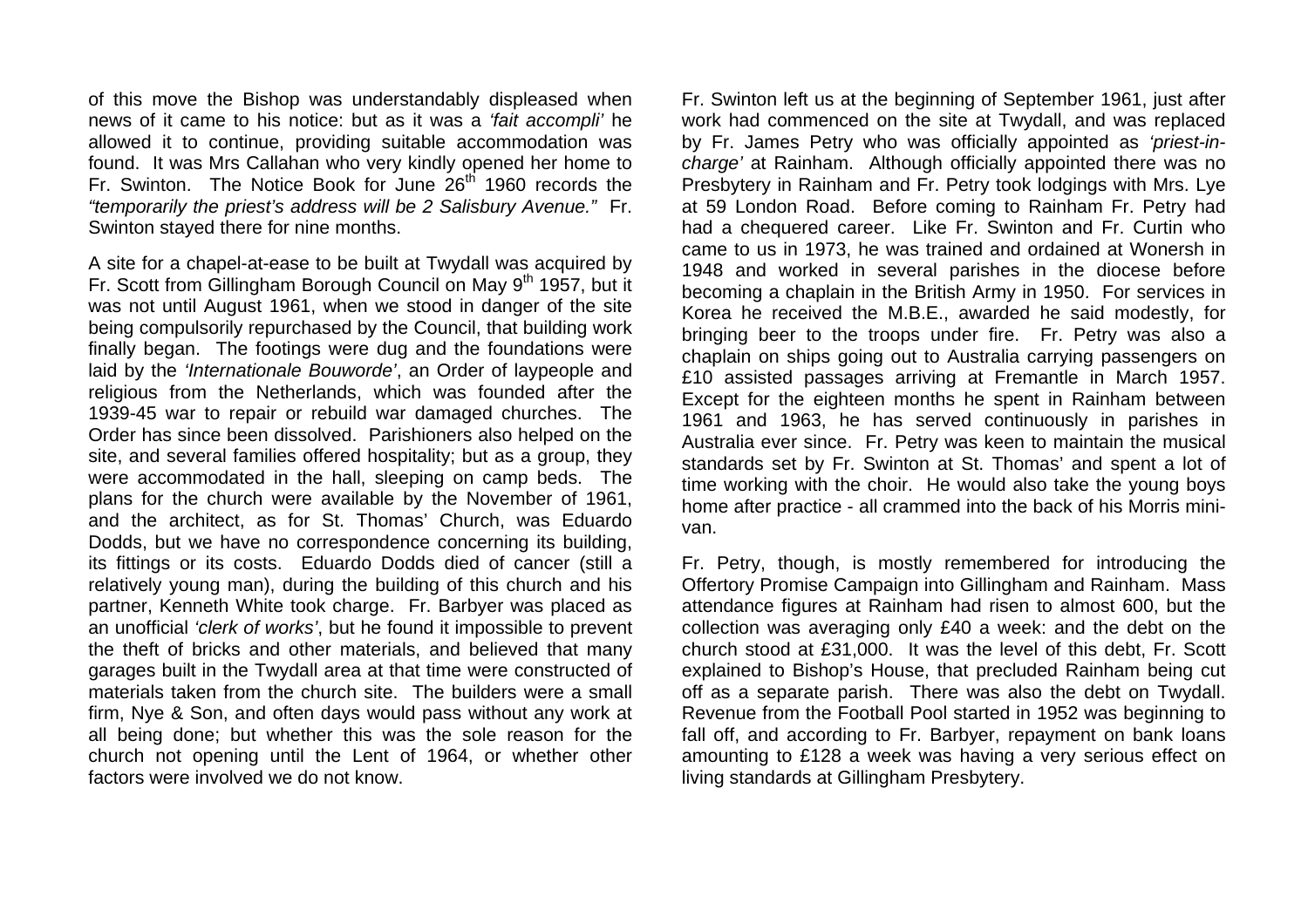of this move the Bishop was understandably displeased when news of it came to his notice: but as it was a *'fait accompli'* he allowed it to continue, providing suitable accommodation was found. It was Mrs Callahan who very kindly opened her home to Fr. Swinton. The Notice Book for June 26th 1960 records the *"temporarily the priest's address will be 2 Salisbury Avenue."* Fr. Swinton stayed there for nine months.

A site for a chapel-at-ease to be built at Twydall was acquired by Fr. Scott from Gillingham Borough Council on May 9th 1957, but it was not until August 1961, when we stood in danger of the site being compulsorily repurchased by the Council, that building work finally began. The footings were dug and the foundations were laid by the *'Internationale Bouworde'*, an Order of laypeople and religious from the Netherlands, which was founded after the 1939-45 war to repair or rebuild war damaged churches. The Order has since been dissolved. Parishioners also helped on the site, and several families offered hospitality; but as a group, they were accommodated in the hall, sleeping on camp beds. The plans for the church were available by the November of 1961, and the architect, as for St. Thomas' Church, was Eduardo Dodds, but we have no correspondence concerning its building, its fittings or its costs. Eduardo Dodds died of cancer (still a relatively young man), during the building of this church and his partner, Kenneth White took charge. Fr. Barbyer was placed as an unofficial *'clerk of works'*, but he found it impossible to prevent the theft of bricks and other materials, and believed that many garages built in the Twydall area at that time were constructed of materials taken from the church site. The builders were a small firm, Nye & Son, and often days would pass without any work at all being done; but whether this was the sole reason for the church not opening until the Lent of 1964, or whether other factors were involved we do not know.

Fr. Swinton left us at the beginning of September 1961, just after work had commenced on the site at Twydall, and was replaced by Fr. James Petry who was officially appointed as *'priest-in-charge'* at Rainham. Although officially appointed there was no Presbytery in Rainham and Fr. Petry took lodgings with Mrs. Lye at 59 London Road. Before coming to Rainham Fr. Petry had had a chequered career. Like Fr. Swinton and Fr. Curtin who came to us in 1973, he was trained and ordained at Wonersh in 1948 and worked in several parishes in the diocese before becoming a chaplain in the British Army in 1950. For services in Korea he received the M.B.E., awarded he said modestly, for bringing beer to the troops under fire. Fr. Petry was also a chaplain on ships going out to Australia carrying passengers on £10 assisted passages arriving at Fremantle in March 1957. Except for the eighteen months he spent in Rainham between 1961 and 1963, he has served continuously in parishes in Australia ever since. Fr. Petry was keen to maintain the musical standards set by Fr. Swinton at St. Thomas' and spent a lot of time working with the choir. He would also take the young boys home after practice - all crammed into the back of his Morris mini-van.

Fr. Petry, though, is mostly remembered for introducing the Offertory Promise Campaign into Gillingham and Rainham. Mass attendance figures at Rainham had risen to almost 600, but the collection was averaging only £40 a week: and the debt on the church stood at £31,000. It was the level of this debt, Fr. Scott explained to Bishop's House, that precluded Rainham being cut off as a separate parish. There was also the debt on Twydall. Revenue from the Football Pool started in 1952 was beginning to fall off, and according to Fr. Barbyer, repayment on bank loans amounting to £128 a week was having a very serious effect on living standards at Gillingham Presbytery.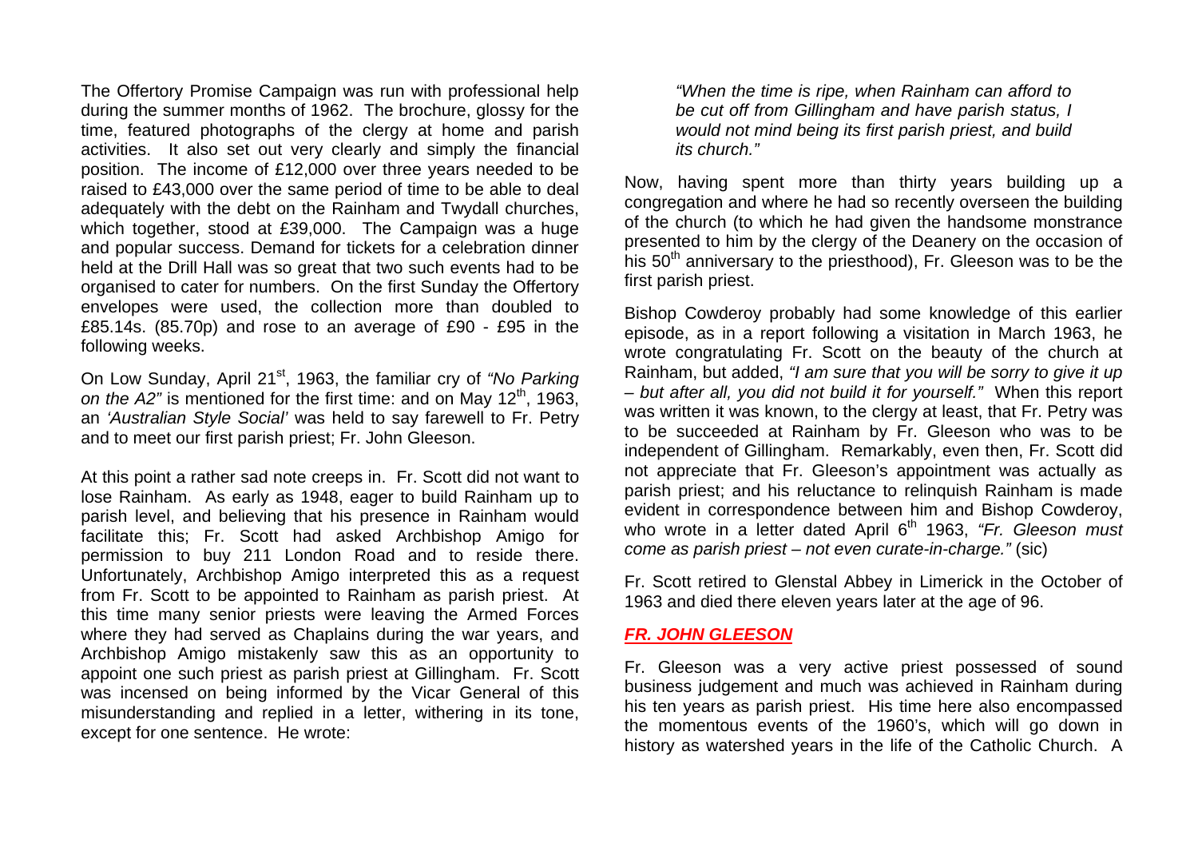The Offertory Promise Campaign was run with professional help during the summer months of 1962. The brochure, glossy for the time, featured photographs of the clergy at home and parish activities. It also set out very clearly and simply the financial position. The income of £12,000 over three years needed to be raised to £43,000 over the same period of time to be able to deal adequately with the debt on the Rainham and Twydall churches, which together, stood at £39,000. The Campaign was a huge and popular success. Demand for tickets for a celebration dinner held at the Drill Hall was so great that two such events had to be organised to cater for numbers. On the first Sunday the Offertory envelopes were used, the collection more than doubled to £85.14s. (85.70p) and rose to an average of £90 - £95 in the following weeks.

On Low Sunday, April 21st, 1963, the familiar cry of *"No Parking on the A2"* is mentioned for the first time: and on May 12th, 1963, an *'Australian Style Social'* was held to say farewell to Fr. Petry and to meet our first parish priest; Fr. John Gleeson.

At this point a rather sad note creeps in. Fr. Scott did not want to lose Rainham. As early as 1948, eager to build Rainham up to parish level, and believing that his presence in Rainham would facilitate this; Fr. Scott had asked Archbishop Amigo for permission to buy 211 London Road and to reside there. Unfortunately, Archbishop Amigo interpreted this as a request from Fr. Scott to be appointed to Rainham as parish priest. At this time many senior priests were leaving the Armed Forces where they had served as Chaplains during the war years, and Archbishop Amigo mistakenly saw this as an opportunity to appoint one such priest as parish priest at Gillingham. Fr. Scott was incensed on being informed by the Vicar General of this misunderstanding and replied in a letter, withering in its tone, except for one sentence. He wrote:

> *"When the time is ripe, when Rainham can afford to be cut off from Gillingham and have parish status, I would not mind being its first parish priest, and build its church."*

Now, having spent more than thirty years building up a congregation and where he had so recently overseen the building of the church (to which he had given the handsome monstrance presented to him by the clergy of the Deanery on the occasion of his 50th anniversary to the priesthood), Fr. Gleeson was to be the first parish priest.

Bishop Cowderoy probably had some knowledge of this earlier episode, as in a report following a visitation in March 1963, he wrote congratulating Fr. Scott on the beauty of the church at Rainham, but added, *"I am sure that you will be sorry to give it up – but after all, you did not build it for yourself."* When this report was written it was known, to the clergy at least, that Fr. Petry was to be succeeded at Rainham by Fr. Gleeson who was to be independent of Gillingham. Remarkably, even then, Fr. Scott did not appreciate that Fr. Gleeson's appointment was actually as parish priest; and his reluctance to relinquish Rainham is made evident in correspondence between him and Bishop Cowderoy, who wrote in a letter dated April 6th 1963, *"Fr. Gleeson must come as parish priest – not even curate-in-charge."* (sic)

Fr. Scott retired to Glenstal Abbey in Limerick in the October of 1963 and died there eleven years later at the age of 96.

## ***FR. JOHN GLEESON***

Fr. Gleeson was a very active priest possessed of sound business judgement and much was achieved in Rainham during his ten years as parish priest. His time here also encompassed the momentous events of the 1960's, which will go down in history as watershed years in the life of the Catholic Church. A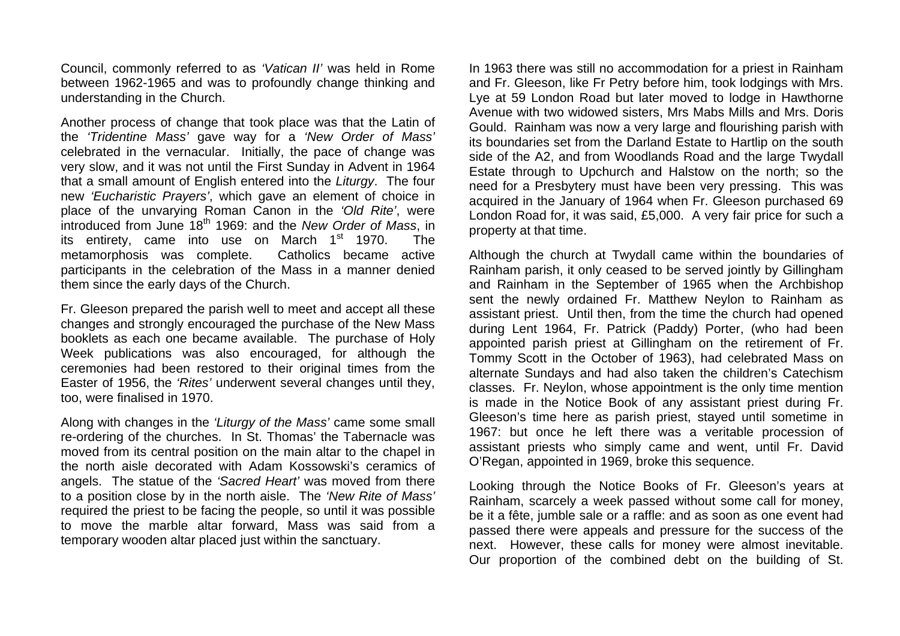Council, commonly referred to as *'Vatican II'* was held in Rome between 1962-1965 and was to profoundly change thinking and understanding in the Church.

Another process of change that took place was that the Latin of the *'Tridentine Mass'* gave way for a *'New Order of Mass'* celebrated in the vernacular. Initially, the pace of change was very slow, and it was not until the First Sunday in Advent in 1964 that a small amount of English entered into the *Liturgy*. The four new *'Eucharistic Prayers'*, which gave an element of choice in place of the unvarying Roman Canon in the *'Old Rite'*, were introduced from June 18th 1969: and the *New Order of Mass*, in its entirety, came into use on March 1st 1970. The metamorphosis was complete. Catholics became active participants in the celebration of the Mass in a manner denied them since the early days of the Church.

Fr. Gleeson prepared the parish well to meet and accept all these changes and strongly encouraged the purchase of the New Mass booklets as each one became available. The purchase of Holy Week publications was also encouraged, for although the ceremonies had been restored to their original times from the Easter of 1956, the *'Rites'* underwent several changes until they, too, were finalised in 1970.

Along with changes in the *'Liturgy of the Mass'* came some small re-ordering of the churches. In St. Thomas' the Tabernacle was moved from its central position on the main altar to the chapel in the north aisle decorated with Adam Kossowski's ceramics of angels. The statue of the *'Sacred Heart'* was moved from there to a position close by in the north aisle. The *'New Rite of Mass'* required the priest to be facing the people, so until it was possible to move the marble altar forward, Mass was said from a temporary wooden altar placed just within the sanctuary.

In 1963 there was still no accommodation for a priest in Rainham and Fr. Gleeson, like Fr Petry before him, took lodgings with Mrs. Lye at 59 London Road but later moved to lodge in Hawthorne Avenue with two widowed sisters, Mrs Mabs Mills and Mrs. Doris Gould. Rainham was now a very large and flourishing parish with its boundaries set from the Darland Estate to Hartlip on the south side of the A2, and from Woodlands Road and the large Twydall Estate through to Upchurch and Halstow on the north; so the need for a Presbytery must have been very pressing. This was acquired in the January of 1964 when Fr. Gleeson purchased 69 London Road for, it was said, £5,000. A very fair price for such a property at that time.

Although the church at Twydall came within the boundaries of Rainham parish, it only ceased to be served jointly by Gillingham and Rainham in the September of 1965 when the Archbishop sent the newly ordained Fr. Matthew Neylon to Rainham as assistant priest. Until then, from the time the church had opened during Lent 1964, Fr. Patrick (Paddy) Porter, (who had been appointed parish priest at Gillingham on the retirement of Fr. Tommy Scott in the October of 1963), had celebrated Mass on alternate Sundays and had also taken the children's Catechism classes. Fr. Neylon, whose appointment is the only time mention is made in the Notice Book of any assistant priest during Fr. Gleeson's time here as parish priest, stayed until sometime in 1967: but once he left there was a veritable procession of assistant priests who simply came and went, until Fr. David O'Regan, appointed in 1969, broke this sequence.

Looking through the Notice Books of Fr. Gleeson's years at Rainham, scarcely a week passed without some call for money, be it a fête, jumble sale or a raffle: and as soon as one event had passed there were appeals and pressure for the success of the next. However, these calls for money were almost inevitable. Our proportion of the combined debt on the building of St.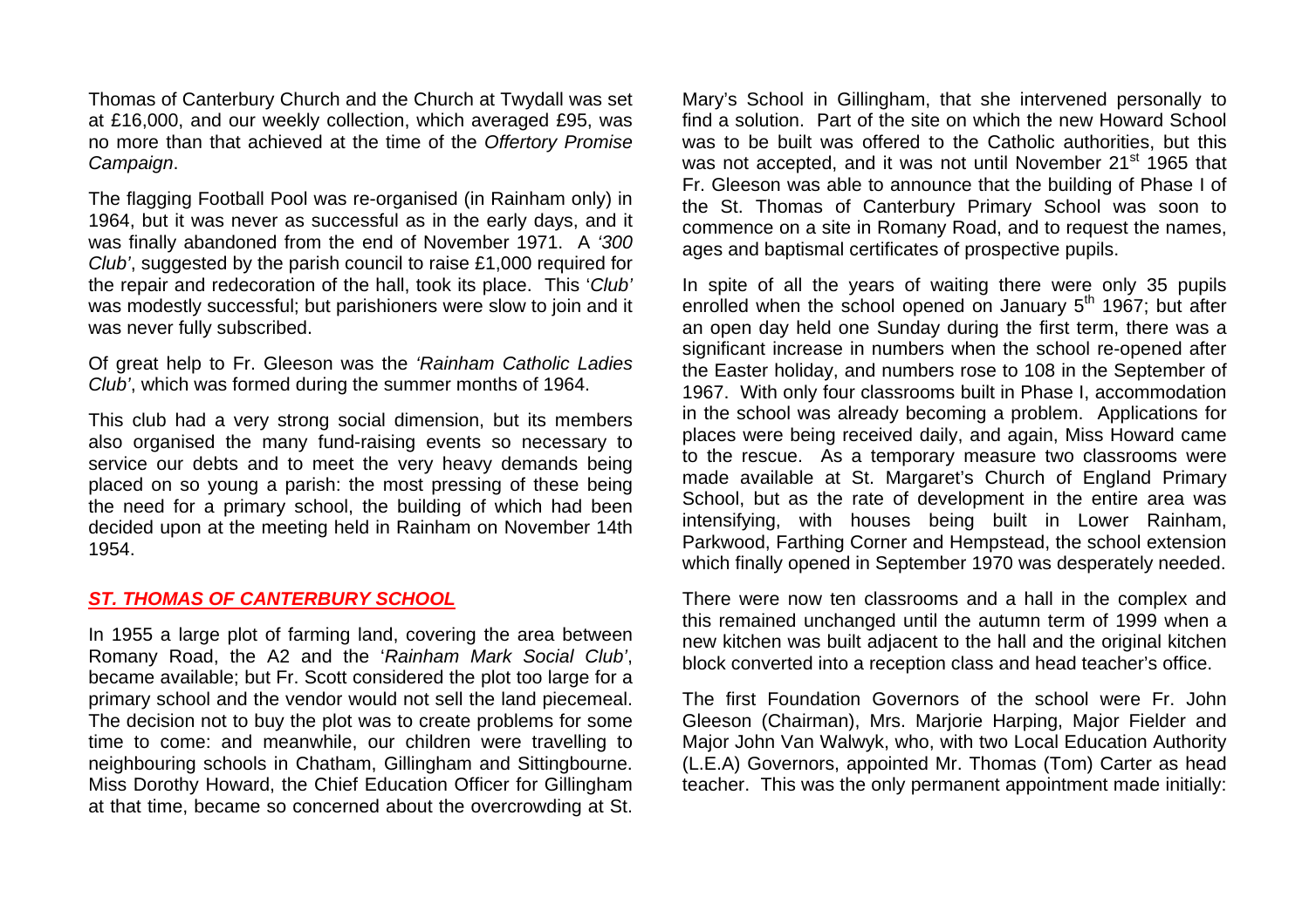Thomas of Canterbury Church and the Church at Twydall was set at £16,000, and our weekly collection, which averaged £95, was no more than that achieved at the time of the *Offertory Promise Campaign*.

The flagging Football Pool was re-organised (in Rainham only) in 1964, but it was never as successful as in the early days, and it was finally abandoned from the end of November 1971. A *'300 Club'*, suggested by the parish council to raise £1,000 required for the repair and redecoration of the hall, took its place. This '*Club'* was modestly successful; but parishioners were slow to join and it was never fully subscribed.

Of great help to Fr. Gleeson was the *'Rainham Catholic Ladies Club'*, which was formed during the summer months of 1964.

This club had a very strong social dimension, but its members also organised the many fund-raising events so necessary to service our debts and to meet the very heavy demands being placed on so young a parish: the most pressing of these being the need for a primary school, the building of which had been decided upon at the meeting held in Rainham on November 14th 1954.

## *ST. THOMAS OF CANTERBURY SCHOOL*

In 1955 a large plot of farming land, covering the area between Romany Road, the A2 and the '*Rainham Mark Social Club'*, became available; but Fr. Scott considered the plot too large for a primary school and the vendor would not sell the land piecemeal. The decision not to buy the plot was to create problems for some time to come: and meanwhile, our children were travelling to neighbouring schools in Chatham, Gillingham and Sittingbourne. Miss Dorothy Howard, the Chief Education Officer for Gillingham at that time, became so concerned about the overcrowding at St. Mary's School in Gillingham, that she intervened personally to find a solution. Part of the site on which the new Howard School was to be built was offered to the Catholic authorities, but this was not accepted, and it was not until November 21st 1965 that Fr. Gleeson was able to announce that the building of Phase I of the St. Thomas of Canterbury Primary School was soon to commence on a site in Romany Road, and to request the names, ages and baptismal certificates of prospective pupils.

In spite of all the years of waiting there were only 35 pupils enrolled when the school opened on January 5th 1967; but after an open day held one Sunday during the first term, there was a significant increase in numbers when the school re-opened after the Easter holiday, and numbers rose to 108 in the September of 1967. With only four classrooms built in Phase I, accommodation in the school was already becoming a problem. Applications for places were being received daily, and again, Miss Howard came to the rescue. As a temporary measure two classrooms were made available at St. Margaret's Church of England Primary School, but as the rate of development in the entire area was intensifying, with houses being built in Lower Rainham, Parkwood, Farthing Corner and Hempstead, the school extension which finally opened in September 1970 was desperately needed.

There were now ten classrooms and a hall in the complex and this remained unchanged until the autumn term of 1999 when a new kitchen was built adjacent to the hall and the original kitchen block converted into a reception class and head teacher's office.

The first Foundation Governors of the school were Fr. John Gleeson (Chairman), Mrs. Marjorie Harping, Major Fielder and Major John Van Walwyk, who, with two Local Education Authority (L.E.A) Governors, appointed Mr. Thomas (Tom) Carter as head teacher. This was the only permanent appointment made initially: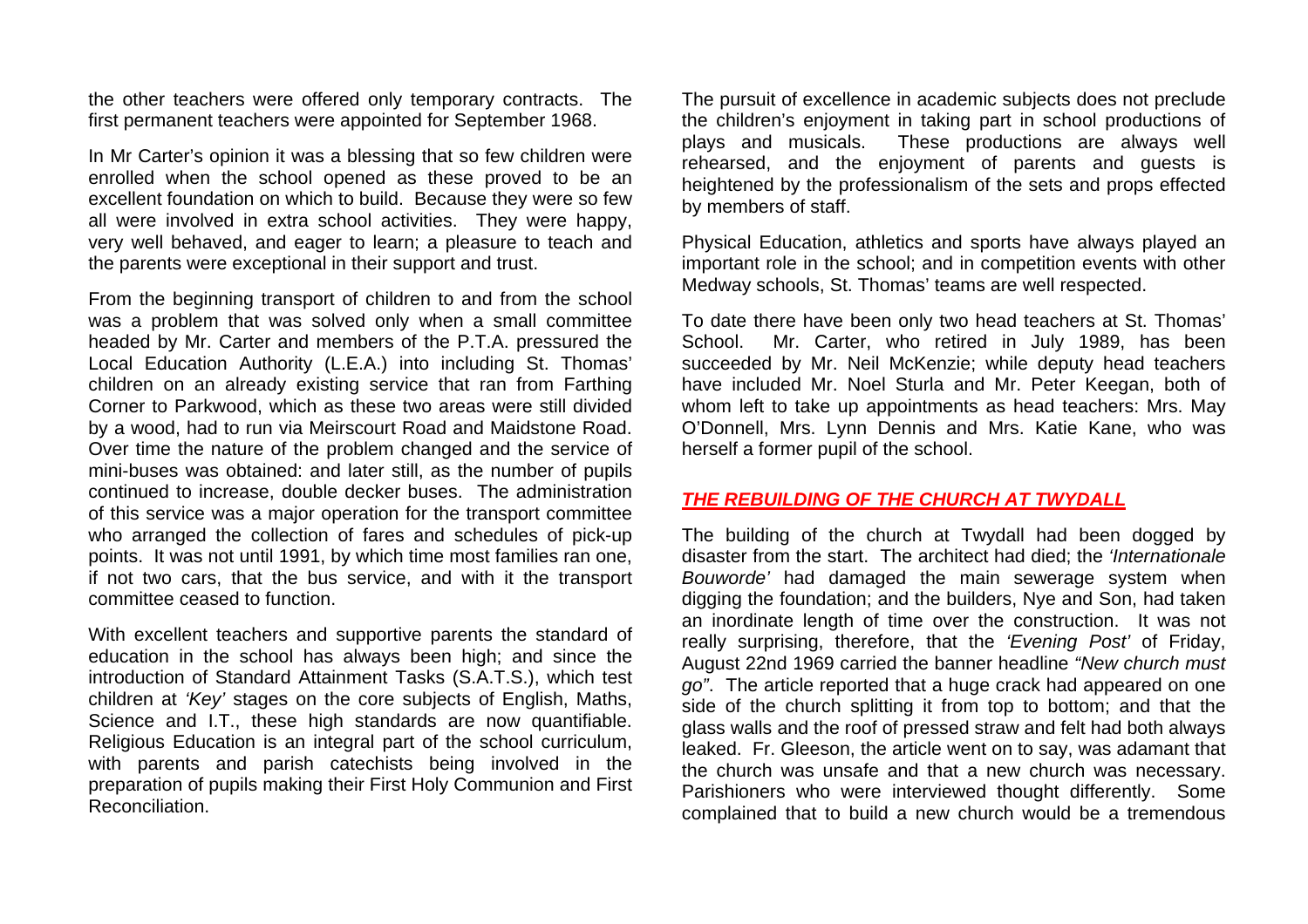the other teachers were offered only temporary contracts. The first permanent teachers were appointed for September 1968.

In Mr Carter's opinion it was a blessing that so few children were enrolled when the school opened as these proved to be an excellent foundation on which to build. Because they were so few all were involved in extra school activities. They were happy, very well behaved, and eager to learn; a pleasure to teach and the parents were exceptional in their support and trust.

From the beginning transport of children to and from the school was a problem that was solved only when a small committee headed by Mr. Carter and members of the P.T.A. pressured the Local Education Authority (L.E.A.) into including St. Thomas' children on an already existing service that ran from Farthing Corner to Parkwood, which as these two areas were still divided by a wood, had to run via Meirscourt Road and Maidstone Road. Over time the nature of the problem changed and the service of mini-buses was obtained: and later still, as the number of pupils continued to increase, double decker buses. The administration of this service was a major operation for the transport committee who arranged the collection of fares and schedules of pick-up points. It was not until 1991, by which time most families ran one, if not two cars, that the bus service, and with it the transport committee ceased to function.

With excellent teachers and supportive parents the standard of education in the school has always been high; and since the introduction of Standard Attainment Tasks (S.A.T.S.), which test children at *'Key'* stages on the core subjects of English, Maths, Science and I.T., these high standards are now quantifiable. Religious Education is an integral part of the school curriculum, with parents and parish catechists being involved in the preparation of pupils making their First Holy Communion and First Reconciliation.

The pursuit of excellence in academic subjects does not preclude the children's enjoyment in taking part in school productions of plays and musicals. These productions are always well rehearsed, and the enjoyment of parents and guests is heightened by the professionalism of the sets and props effected by members of staff.

Physical Education, athletics and sports have always played an important role in the school; and in competition events with other Medway schools, St. Thomas' teams are well respected.

To date there have been only two head teachers at St. Thomas' School. Mr. Carter, who retired in July 1989, has been succeeded by Mr. Neil McKenzie; while deputy head teachers have included Mr. Noel Sturla and Mr. Peter Keegan, both of whom left to take up appointments as head teachers: Mrs. May O'Donnell, Mrs. Lynn Dennis and Mrs. Katie Kane, who was herself a former pupil of the school.

## ***THE REBUILDING OF THE CHURCH AT TWYDALL***

The building of the church at Twydall had been dogged by disaster from the start. The architect had died; the *'Internationale Bouworde'* had damaged the main sewerage system when digging the foundation; and the builders, Nye and Son, had taken an inordinate length of time over the construction. It was not really surprising, therefore, that the *'Evening Post'* of Friday, August 22nd 1969 carried the banner headline *"New church must go"*. The article reported that a huge crack had appeared on one side of the church splitting it from top to bottom; and that the glass walls and the roof of pressed straw and felt had both always leaked. Fr. Gleeson, the article went on to say, was adamant that the church was unsafe and that a new church was necessary. Parishioners who were interviewed thought differently. Some complained that to build a new church would be a tremendous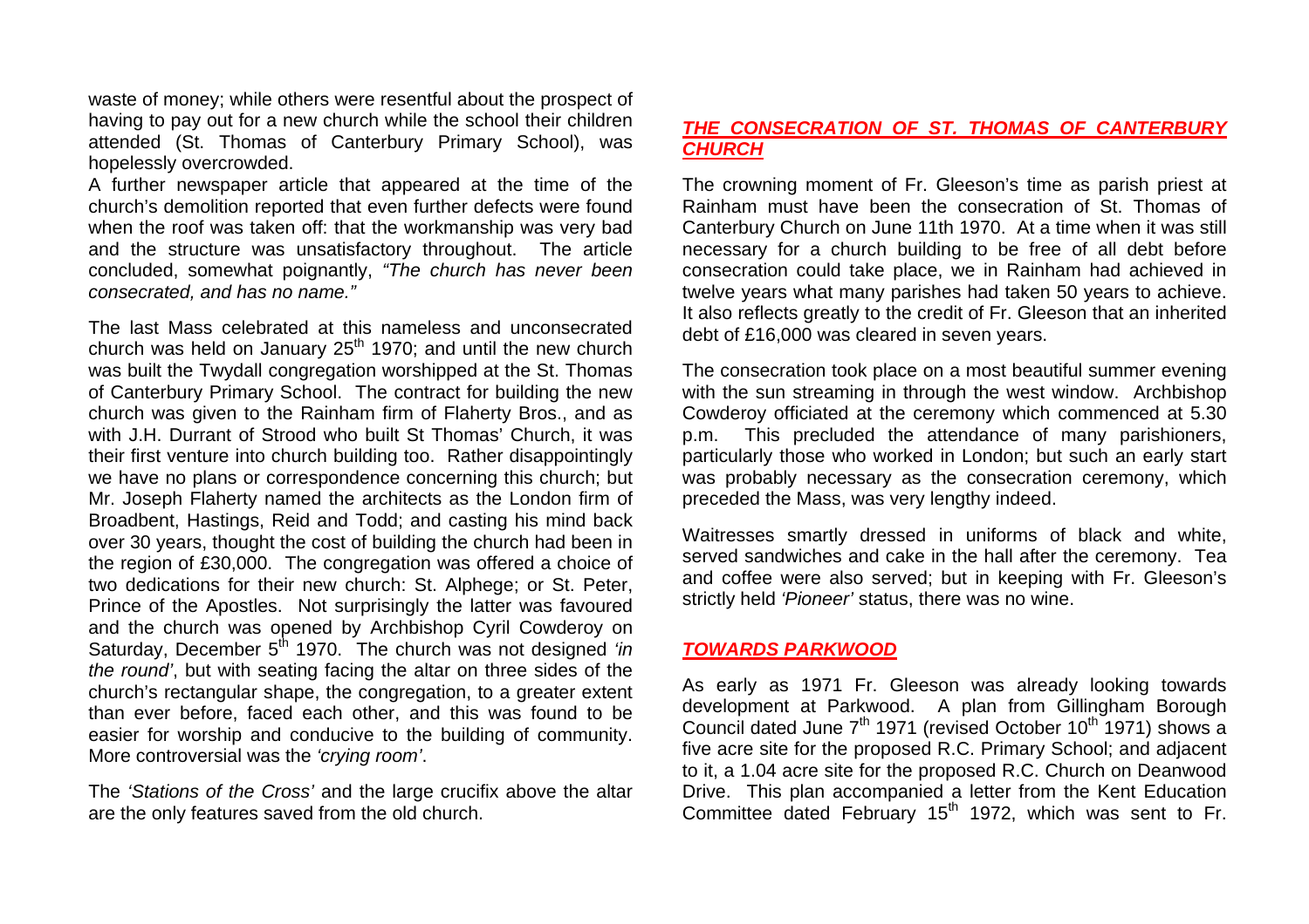waste of money; while others were resentful about the prospect of having to pay out for a new church while the school their children attended (St. Thomas of Canterbury Primary School), was hopelessly overcrowded.

A further newspaper article that appeared at the time of the church's demolition reported that even further defects were found when the roof was taken off: that the workmanship was very bad and the structure was unsatisfactory throughout. The article concluded, somewhat poignantly, *"The church has never been consecrated, and has no name."*

The last Mass celebrated at this nameless and unconsecrated church was held on January 25th 1970; and until the new church was built the Twydall congregation worshipped at the St. Thomas of Canterbury Primary School. The contract for building the new church was given to the Rainham firm of Flaherty Bros., and as with J.H. Durrant of Strood who built St Thomas' Church, it was their first venture into church building too. Rather disappointingly we have no plans or correspondence concerning this church; but Mr. Joseph Flaherty named the architects as the London firm of Broadbent, Hastings, Reid and Todd; and casting his mind back over 30 years, thought the cost of building the church had been in the region of £30,000. The congregation was offered a choice of two dedications for their new church: St. Alphege; or St. Peter, Prince of the Apostles. Not surprisingly the latter was favoured and the church was opened by Archbishop Cyril Cowderoy on Saturday, December 5th 1970. The church was not designed *'in the round'*, but with seating facing the altar on three sides of the church's rectangular shape, the congregation, to a greater extent than ever before, faced each other, and this was found to be easier for worship and conducive to the building of community. More controversial was the *'crying room'*.

The *'Stations of the Cross'* and the large crucifix above the altar are the only features saved from the old church.

## ***THE CONSECRATION OF ST. THOMAS OF CANTERBURY CHURCH***

The crowning moment of Fr. Gleeson's time as parish priest at Rainham must have been the consecration of St. Thomas of Canterbury Church on June 11th 1970. At a time when it was still necessary for a church building to be free of all debt before consecration could take place, we in Rainham had achieved in twelve years what many parishes had taken 50 years to achieve. It also reflects greatly to the credit of Fr. Gleeson that an inherited debt of £16,000 was cleared in seven years.

The consecration took place on a most beautiful summer evening with the sun streaming in through the west window. Archbishop Cowderoy officiated at the ceremony which commenced at 5.30 p.m. This precluded the attendance of many parishioners, particularly those who worked in London; but such an early start was probably necessary as the consecration ceremony, which preceded the Mass, was very lengthy indeed.

Waitresses smartly dressed in uniforms of black and white, served sandwiches and cake in the hall after the ceremony. Tea and coffee were also served; but in keeping with Fr. Gleeson's strictly held *'Pioneer'* status, there was no wine.

## ***TOWARDS PARKWOOD***

As early as 1971 Fr. Gleeson was already looking towards development at Parkwood. A plan from Gillingham Borough Council dated June 7th 1971 (revised October 10th 1971) shows a five acre site for the proposed R.C. Primary School; and adjacent to it, a 1.04 acre site for the proposed R.C. Church on Deanwood Drive. This plan accompanied a letter from the Kent Education Committee dated February 15th 1972, which was sent to Fr.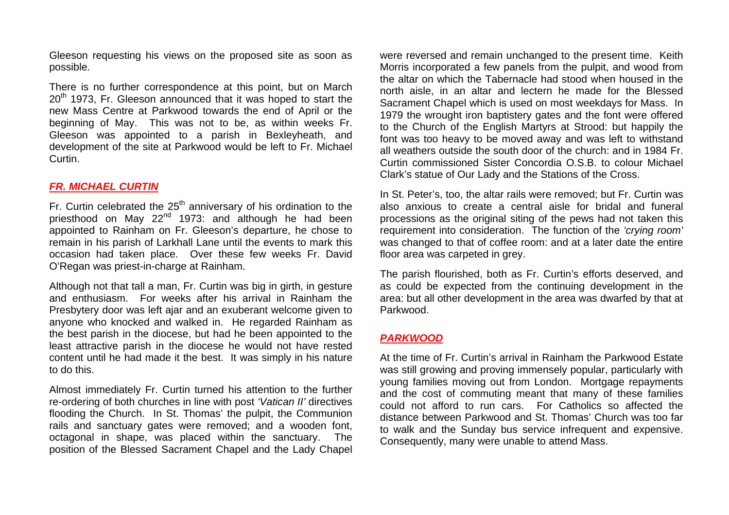Gleeson requesting his views on the proposed site as soon as possible.

There is no further correspondence at this point, but on March 20th 1973, Fr. Gleeson announced that it was hoped to start the new Mass Centre at Parkwood towards the end of April or the beginning of May. This was not to be, as within weeks Fr. Gleeson was appointed to a parish in Bexleyheath, and development of the site at Parkwood would be left to Fr. Michael Curtin.

## ***FR. MICHAEL CURTIN***

Fr. Curtin celebrated the 25th anniversary of his ordination to the priesthood on May 22nd 1973: and although he had been appointed to Rainham on Fr. Gleeson's departure, he chose to remain in his parish of Larkhall Lane until the events to mark this occasion had taken place. Over these few weeks Fr. David O'Regan was priest-in-charge at Rainham.

Although not that tall a man, Fr. Curtin was big in girth, in gesture and enthusiasm. For weeks after his arrival in Rainham the Presbytery door was left ajar and an exuberant welcome given to anyone who knocked and walked in. He regarded Rainham as the best parish in the diocese, but had he been appointed to the least attractive parish in the diocese he would not have rested content until he had made it the best. It was simply in his nature to do this.

Almost immediately Fr. Curtin turned his attention to the further re-ordering of both churches in line with post *'Vatican II'* directives flooding the Church. In St. Thomas' the pulpit, the Communion rails and sanctuary gates were removed; and a wooden font, octagonal in shape, was placed within the sanctuary. The position of the Blessed Sacrament Chapel and the Lady Chapel were reversed and remain unchanged to the present time. Keith Morris incorporated a few panels from the pulpit, and wood from the altar on which the Tabernacle had stood when housed in the north aisle, in an altar and lectern he made for the Blessed Sacrament Chapel which is used on most weekdays for Mass. In 1979 the wrought iron baptistery gates and the font were offered to the Church of the English Martyrs at Strood: but happily the font was too heavy to be moved away and was left to withstand all weathers outside the south door of the church: and in 1984 Fr. Curtin commissioned Sister Concordia O.S.B. to colour Michael Clark's statue of Our Lady and the Stations of the Cross.

In St. Peter's, too, the altar rails were removed; but Fr. Curtin was also anxious to create a central aisle for bridal and funeral processions as the original siting of the pews had not taken this requirement into consideration. The function of the *'crying room'* was changed to that of coffee room: and at a later date the entire floor area was carpeted in grey.

The parish flourished, both as Fr. Curtin's efforts deserved, and as could be expected from the continuing development in the area: but all other development in the area was dwarfed by that at Parkwood.

## ***PARKWOOD***

At the time of Fr. Curtin's arrival in Rainham the Parkwood Estate was still growing and proving immensely popular, particularly with young families moving out from London. Mortgage repayments and the cost of commuting meant that many of these families could not afford to run cars. For Catholics so affected the distance between Parkwood and St. Thomas' Church was too far to walk and the Sunday bus service infrequent and expensive. Consequently, many were unable to attend Mass.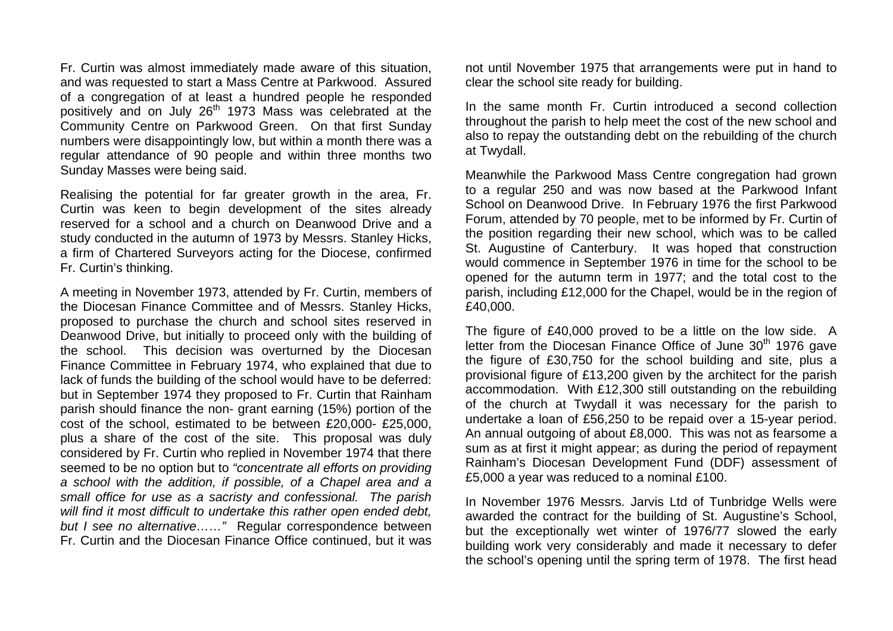Fr. Curtin was almost immediately made aware of this situation, and was requested to start a Mass Centre at Parkwood. Assured of a congregation of at least a hundred people he responded positively and on July 26th 1973 Mass was celebrated at the Community Centre on Parkwood Green. On that first Sunday numbers were disappointingly low, but within a month there was a regular attendance of 90 people and within three months two Sunday Masses were being said.

Realising the potential for far greater growth in the area, Fr. Curtin was keen to begin development of the sites already reserved for a school and a church on Deanwood Drive and a study conducted in the autumn of 1973 by Messrs. Stanley Hicks, a firm of Chartered Surveyors acting for the Diocese, confirmed Fr. Curtin's thinking.

A meeting in November 1973, attended by Fr. Curtin, members of the Diocesan Finance Committee and of Messrs. Stanley Hicks, proposed to purchase the church and school sites reserved in Deanwood Drive, but initially to proceed only with the building of the school. This decision was overturned by the Diocesan Finance Committee in February 1974, who explained that due to lack of funds the building of the school would have to be deferred: but in September 1974 they proposed to Fr. Curtin that Rainham parish should finance the non- grant earning (15%) portion of the cost of the school, estimated to be between £20,000- £25,000, plus a share of the cost of the site. This proposal was duly considered by Fr. Curtin who replied in November 1974 that there seemed to be no option but to *"concentrate all efforts on providing a school with the addition, if possible, of a Chapel area and a small office for use as a sacristy and confessional. The parish will find it most difficult to undertake this rather open ended debt, but I see no alternative……"* Regular correspondence between Fr. Curtin and the Diocesan Finance Office continued, but it was not until November 1975 that arrangements were put in hand to clear the school site ready for building.

In the same month Fr. Curtin introduced a second collection throughout the parish to help meet the cost of the new school and also to repay the outstanding debt on the rebuilding of the church at Twydall.

Meanwhile the Parkwood Mass Centre congregation had grown to a regular 250 and was now based at the Parkwood Infant School on Deanwood Drive. In February 1976 the first Parkwood Forum, attended by 70 people, met to be informed by Fr. Curtin of the position regarding their new school, which was to be called St. Augustine of Canterbury. It was hoped that construction would commence in September 1976 in time for the school to be opened for the autumn term in 1977; and the total cost to the parish, including £12,000 for the Chapel, would be in the region of £40,000.

The figure of £40,000 proved to be a little on the low side. A letter from the Diocesan Finance Office of June 30th 1976 gave the figure of £30,750 for the school building and site, plus a provisional figure of £13,200 given by the architect for the parish accommodation. With £12,300 still outstanding on the rebuilding of the church at Twydall it was necessary for the parish to undertake a loan of £56,250 to be repaid over a 15-year period. An annual outgoing of about £8,000. This was not as fearsome a sum as at first it might appear; as during the period of repayment Rainham's Diocesan Development Fund (DDF) assessment of £5,000 a year was reduced to a nominal £100.

In November 1976 Messrs. Jarvis Ltd of Tunbridge Wells were awarded the contract for the building of St. Augustine's School, but the exceptionally wet winter of 1976/77 slowed the early building work very considerably and made it necessary to defer the school's opening until the spring term of 1978. The first head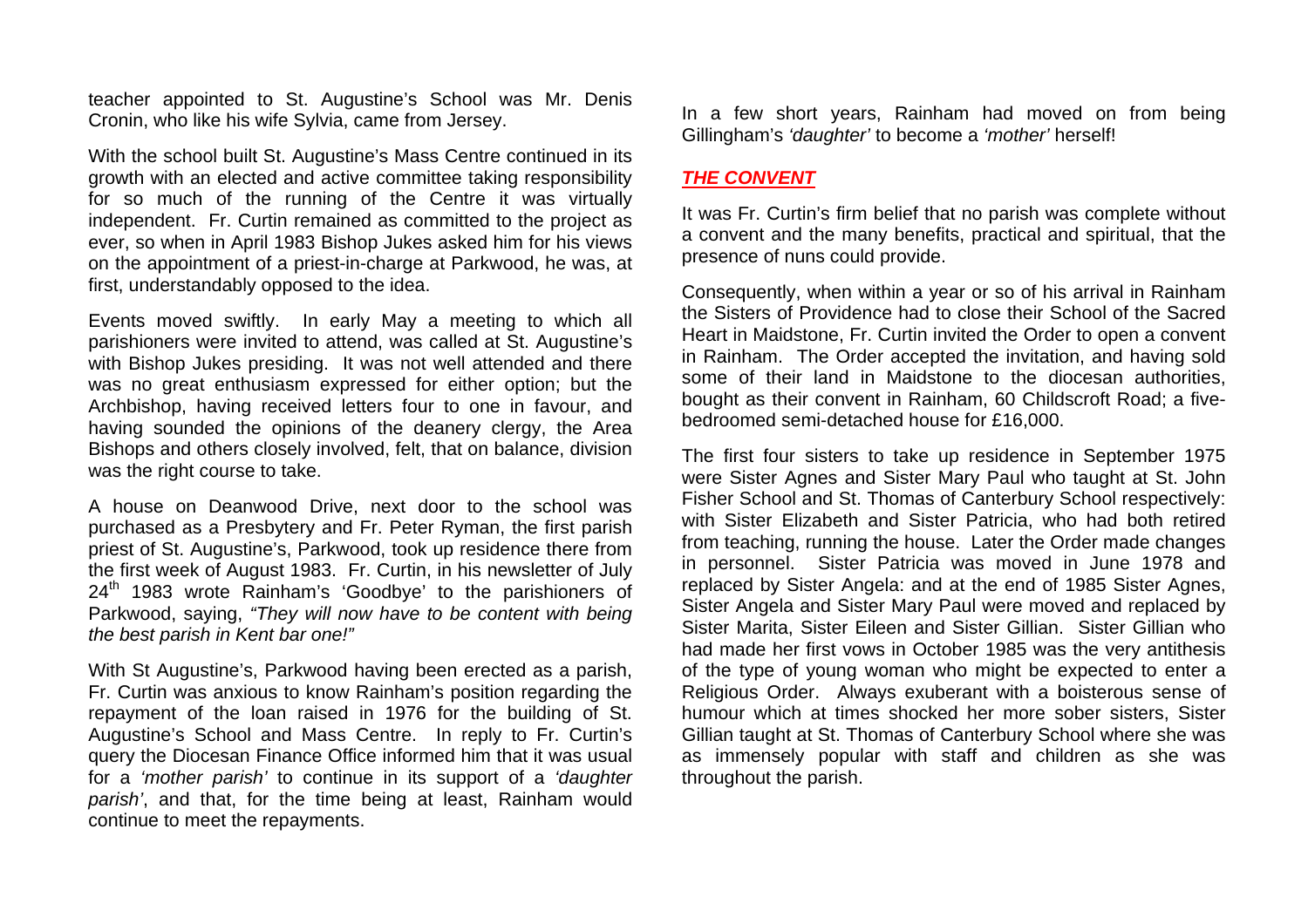teacher appointed to St. Augustine's School was Mr. Denis Cronin, who like his wife Sylvia, came from Jersey.

With the school built St. Augustine's Mass Centre continued in its growth with an elected and active committee taking responsibility for so much of the running of the Centre it was virtually independent. Fr. Curtin remained as committed to the project as ever, so when in April 1983 Bishop Jukes asked him for his views on the appointment of a priest-in-charge at Parkwood, he was, at first, understandably opposed to the idea.

Events moved swiftly. In early May a meeting to which all parishioners were invited to attend, was called at St. Augustine's with Bishop Jukes presiding. It was not well attended and there was no great enthusiasm expressed for either option; but the Archbishop, having received letters four to one in favour, and having sounded the opinions of the deanery clergy, the Area Bishops and others closely involved, felt, that on balance, division was the right course to take.

A house on Deanwood Drive, next door to the school was purchased as a Presbytery and Fr. Peter Ryman, the first parish priest of St. Augustine's, Parkwood, took up residence there from the first week of August 1983. Fr. Curtin, in his newsletter of July 24th 1983 wrote Rainham's 'Goodbye' to the parishioners of Parkwood, saying, *"They will now have to be content with being the best parish in Kent bar one!"*

With St Augustine's, Parkwood having been erected as a parish, Fr. Curtin was anxious to know Rainham's position regarding the repayment of the loan raised in 1976 for the building of St. Augustine's School and Mass Centre. In reply to Fr. Curtin's query the Diocesan Finance Office informed him that it was usual for a *'mother parish'* to continue in its support of a *'daughter parish'*, and that, for the time being at least, Rainham would continue to meet the repayments.

In a few short years, Rainham had moved on from being Gillingham's *'daughter'* to become a *'mother'* herself!

## ***THE CONVENT***

It was Fr. Curtin's firm belief that no parish was complete without a convent and the many benefits, practical and spiritual, that the presence of nuns could provide.

Consequently, when within a year or so of his arrival in Rainham the Sisters of Providence had to close their School of the Sacred Heart in Maidstone, Fr. Curtin invited the Order to open a convent in Rainham. The Order accepted the invitation, and having sold some of their land in Maidstone to the diocesan authorities, bought as their convent in Rainham, 60 Childscroft Road; a five-bedroomed semi-detached house for £16,000.

The first four sisters to take up residence in September 1975 were Sister Agnes and Sister Mary Paul who taught at St. John Fisher School and St. Thomas of Canterbury School respectively: with Sister Elizabeth and Sister Patricia, who had both retired from teaching, running the house. Later the Order made changes in personnel. Sister Patricia was moved in June 1978 and replaced by Sister Angela: and at the end of 1985 Sister Agnes, Sister Angela and Sister Mary Paul were moved and replaced by Sister Marita, Sister Eileen and Sister Gillian. Sister Gillian who had made her first vows in October 1985 was the very antithesis of the type of young woman who might be expected to enter a Religious Order. Always exuberant with a boisterous sense of humour which at times shocked her more sober sisters, Sister Gillian taught at St. Thomas of Canterbury School where she was as immensely popular with staff and children as she was throughout the parish.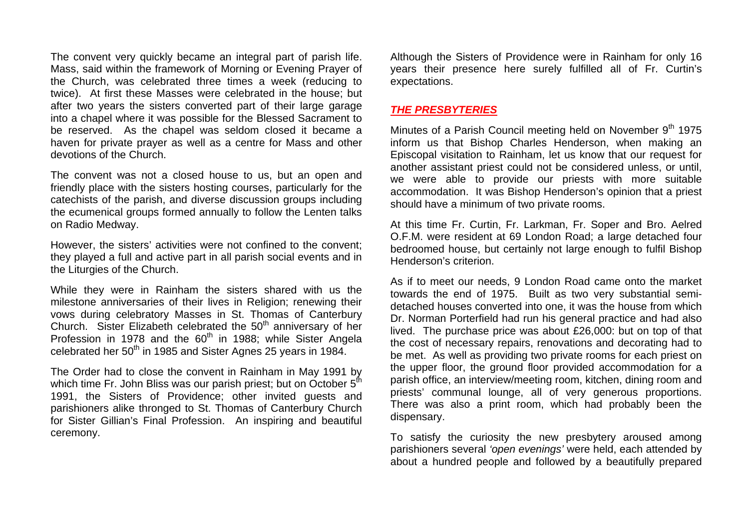The convent very quickly became an integral part of parish life. Mass, said within the framework of Morning or Evening Prayer of the Church, was celebrated three times a week (reducing to twice). At first these Masses were celebrated in the house; but after two years the sisters converted part of their large garage into a chapel where it was possible for the Blessed Sacrament to be reserved. As the chapel was seldom closed it became a haven for private prayer as well as a centre for Mass and other devotions of the Church.

The convent was not a closed house to us, but an open and friendly place with the sisters hosting courses, particularly for the catechists of the parish, and diverse discussion groups including the ecumenical groups formed annually to follow the Lenten talks on Radio Medway.

However, the sisters' activities were not confined to the convent; they played a full and active part in all parish social events and in the Liturgies of the Church.

While they were in Rainham the sisters shared with us the milestone anniversaries of their lives in Religion; renewing their vows during celebratory Masses in St. Thomas of Canterbury Church. Sister Elizabeth celebrated the 50th anniversary of her Profession in 1978 and the 60th in 1988; while Sister Angela celebrated her 50th in 1985 and Sister Agnes 25 years in 1984.

The Order had to close the convent in Rainham in May 1991 by which time Fr. John Bliss was our parish priest; but on October 5th 1991, the Sisters of Providence; other invited guests and parishioners alike thronged to St. Thomas of Canterbury Church for Sister Gillian's Final Profession. An inspiring and beautiful ceremony.

Although the Sisters of Providence were in Rainham for only 16 years their presence here surely fulfilled all of Fr. Curtin's expectations.

## ***THE PRESBYTERIES***

Minutes of a Parish Council meeting held on November 9th 1975 inform us that Bishop Charles Henderson, when making an Episcopal visitation to Rainham, let us know that our request for another assistant priest could not be considered unless, or until, we were able to provide our priests with more suitable accommodation. It was Bishop Henderson's opinion that a priest should have a minimum of two private rooms.

At this time Fr. Curtin, Fr. Larkman, Fr. Soper and Bro. Aelred O.F.M. were resident at 69 London Road; a large detached four bedroomed house, but certainly not large enough to fulfil Bishop Henderson's criterion.

As if to meet our needs, 9 London Road came onto the market towards the end of 1975. Built as two very substantial semi-detached houses converted into one, it was the house from which Dr. Norman Porterfield had run his general practice and had also lived. The purchase price was about £26,000: but on top of that the cost of necessary repairs, renovations and decorating had to be met. As well as providing two private rooms for each priest on the upper floor, the ground floor provided accommodation for a parish office, an interview/meeting room, kitchen, dining room and priests' communal lounge, all of very generous proportions. There was also a print room, which had probably been the dispensary.

To satisfy the curiosity the new presbytery aroused among parishioners several *'open evenings'* were held, each attended by about a hundred people and followed by a beautifully prepared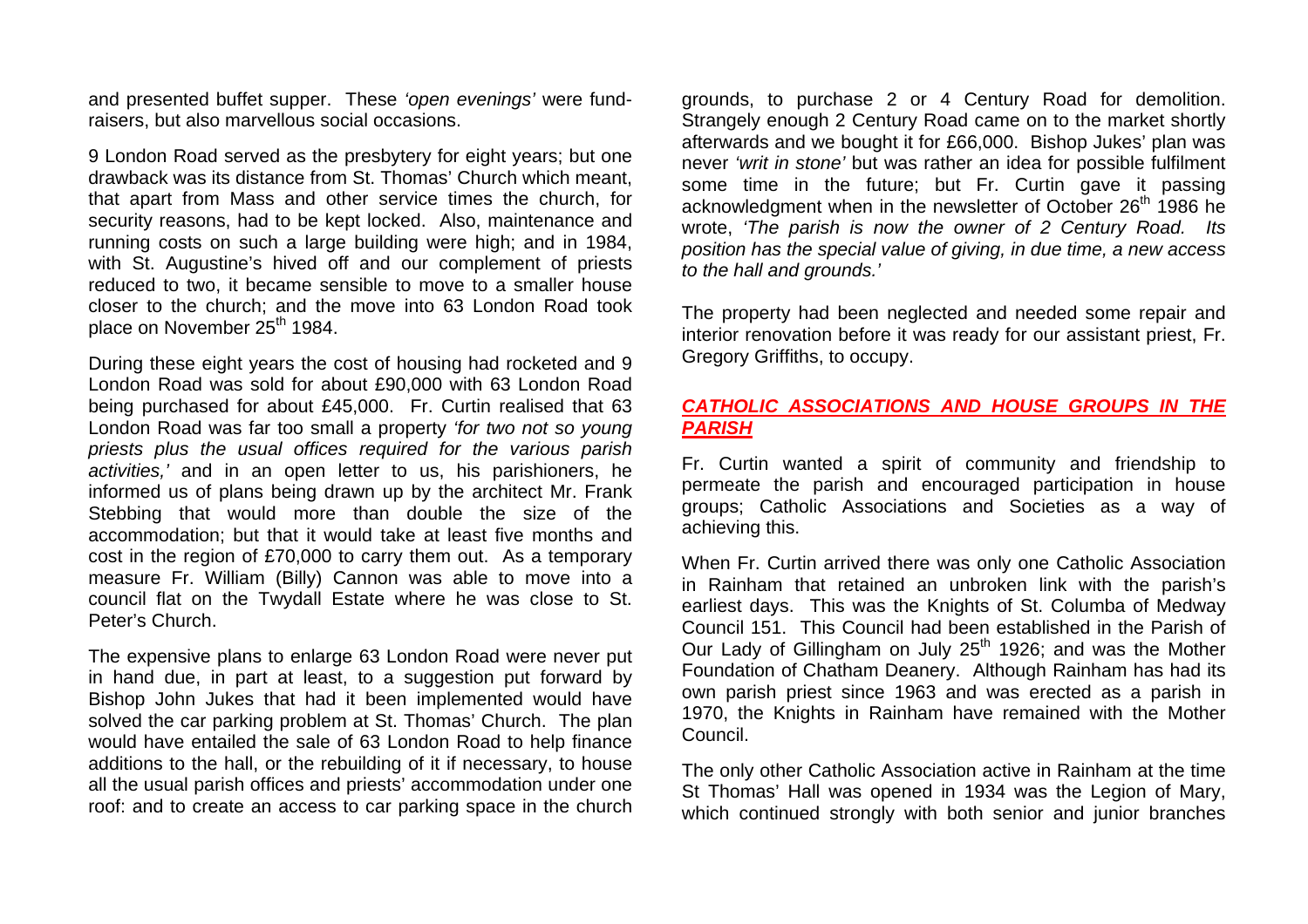and presented buffet supper. These *'open evenings'* were fund-raisers, but also marvellous social occasions.

9 London Road served as the presbytery for eight years; but one drawback was its distance from St. Thomas' Church which meant, that apart from Mass and other service times the church, for security reasons, had to be kept locked. Also, maintenance and running costs on such a large building were high; and in 1984, with St. Augustine's hived off and our complement of priests reduced to two, it became sensible to move to a smaller house closer to the church; and the move into 63 London Road took place on November 25th 1984.

During these eight years the cost of housing had rocketed and 9 London Road was sold for about £90,000 with 63 London Road being purchased for about £45,000. Fr. Curtin realised that 63 London Road was far too small a property *'for two not so young priests plus the usual offices required for the various parish activities,'* and in an open letter to us, his parishioners, he informed us of plans being drawn up by the architect Mr. Frank Stebbing that would more than double the size of the accommodation; but that it would take at least five months and cost in the region of £70,000 to carry them out. As a temporary measure Fr. William (Billy) Cannon was able to move into a council flat on the Twydall Estate where he was close to St. Peter's Church.

The expensive plans to enlarge 63 London Road were never put in hand due, in part at least, to a suggestion put forward by Bishop John Jukes that had it been implemented would have solved the car parking problem at St. Thomas' Church. The plan would have entailed the sale of 63 London Road to help finance additions to the hall, or the rebuilding of it if necessary, to house all the usual parish offices and priests' accommodation under one roof: and to create an access to car parking space in the church grounds, to purchase 2 or 4 Century Road for demolition. Strangely enough 2 Century Road came on to the market shortly afterwards and we bought it for £66,000. Bishop Jukes' plan was never *'writ in stone'* but was rather an idea for possible fulfilment some time in the future; but Fr. Curtin gave it passing acknowledgment when in the newsletter of October 26th 1986 he wrote, *'The parish is now the owner of 2 Century Road. Its position has the special value of giving, in due time, a new access to the hall and grounds.'*

The property had been neglected and needed some repair and interior renovation before it was ready for our assistant priest, Fr. Gregory Griffiths, to occupy.

## CATHOLIC ASSOCIATIONS AND HOUSE GROUPS IN THE PARISH

Fr. Curtin wanted a spirit of community and friendship to permeate the parish and encouraged participation in house groups; Catholic Associations and Societies as a way of achieving this.

When Fr. Curtin arrived there was only one Catholic Association in Rainham that retained an unbroken link with the parish's earliest days. This was the Knights of St. Columba of Medway Council 151. This Council had been established in the Parish of Our Lady of Gillingham on July 25th 1926; and was the Mother Foundation of Chatham Deanery. Although Rainham has had its own parish priest since 1963 and was erected as a parish in 1970, the Knights in Rainham have remained with the Mother Council.

The only other Catholic Association active in Rainham at the time St Thomas' Hall was opened in 1934 was the Legion of Mary, which continued strongly with both senior and junior branches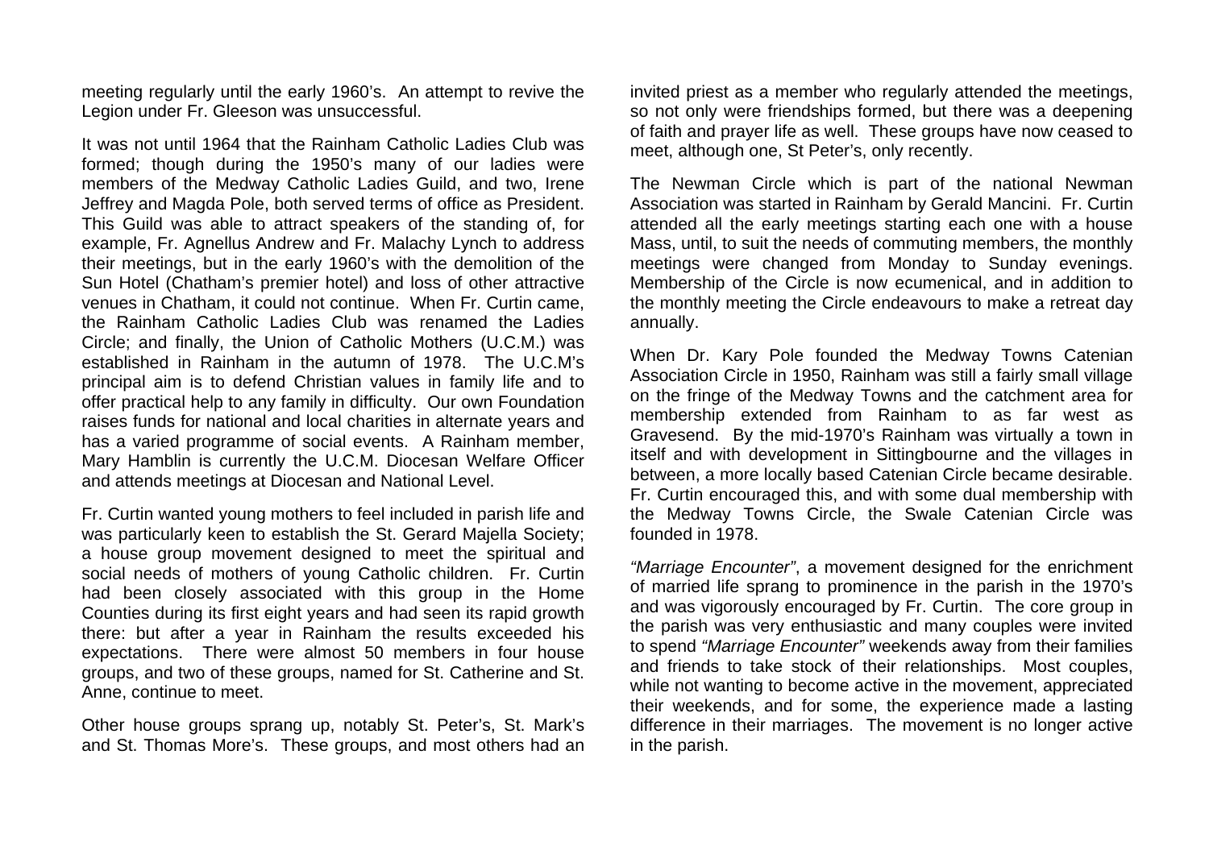meeting regularly until the early 1960's. An attempt to revive the Legion under Fr. Gleeson was unsuccessful.

It was not until 1964 that the Rainham Catholic Ladies Club was formed; though during the 1950's many of our ladies were members of the Medway Catholic Ladies Guild, and two, Irene Jeffrey and Magda Pole, both served terms of office as President. This Guild was able to attract speakers of the standing of, for example, Fr. Agnellus Andrew and Fr. Malachy Lynch to address their meetings, but in the early 1960's with the demolition of the Sun Hotel (Chatham's premier hotel) and loss of other attractive venues in Chatham, it could not continue. When Fr. Curtin came, the Rainham Catholic Ladies Club was renamed the Ladies Circle; and finally, the Union of Catholic Mothers (U.C.M.) was established in Rainham in the autumn of 1978. The U.C.M's principal aim is to defend Christian values in family life and to offer practical help to any family in difficulty. Our own Foundation raises funds for national and local charities in alternate years and has a varied programme of social events. A Rainham member, Mary Hamblin is currently the U.C.M. Diocesan Welfare Officer and attends meetings at Diocesan and National Level.

Fr. Curtin wanted young mothers to feel included in parish life and was particularly keen to establish the St. Gerard Majella Society; a house group movement designed to meet the spiritual and social needs of mothers of young Catholic children. Fr. Curtin had been closely associated with this group in the Home Counties during its first eight years and had seen its rapid growth there: but after a year in Rainham the results exceeded his expectations. There were almost 50 members in four house groups, and two of these groups, named for St. Catherine and St. Anne, continue to meet.

Other house groups sprang up, notably St. Peter's, St. Mark's and St. Thomas More's. These groups, and most others had an invited priest as a member who regularly attended the meetings, so not only were friendships formed, but there was a deepening of faith and prayer life as well. These groups have now ceased to meet, although one, St Peter's, only recently.

The Newman Circle which is part of the national Newman Association was started in Rainham by Gerald Mancini. Fr. Curtin attended all the early meetings starting each one with a house Mass, until, to suit the needs of commuting members, the monthly meetings were changed from Monday to Sunday evenings. Membership of the Circle is now ecumenical, and in addition to the monthly meeting the Circle endeavours to make a retreat day annually.

When Dr. Kary Pole founded the Medway Towns Catenian Association Circle in 1950, Rainham was still a fairly small village on the fringe of the Medway Towns and the catchment area for membership extended from Rainham to as far west as Gravesend. By the mid-1970's Rainham was virtually a town in itself and with development in Sittingbourne and the villages in between, a more locally based Catenian Circle became desirable. Fr. Curtin encouraged this, and with some dual membership with the Medway Towns Circle, the Swale Catenian Circle was founded in 1978.

*"Marriage Encounter"*, a movement designed for the enrichment of married life sprang to prominence in the parish in the 1970's and was vigorously encouraged by Fr. Curtin. The core group in the parish was very enthusiastic and many couples were invited to spend *"Marriage Encounter"* weekends away from their families and friends to take stock of their relationships. Most couples, while not wanting to become active in the movement, appreciated their weekends, and for some, the experience made a lasting difference in their marriages. The movement is no longer active in the parish.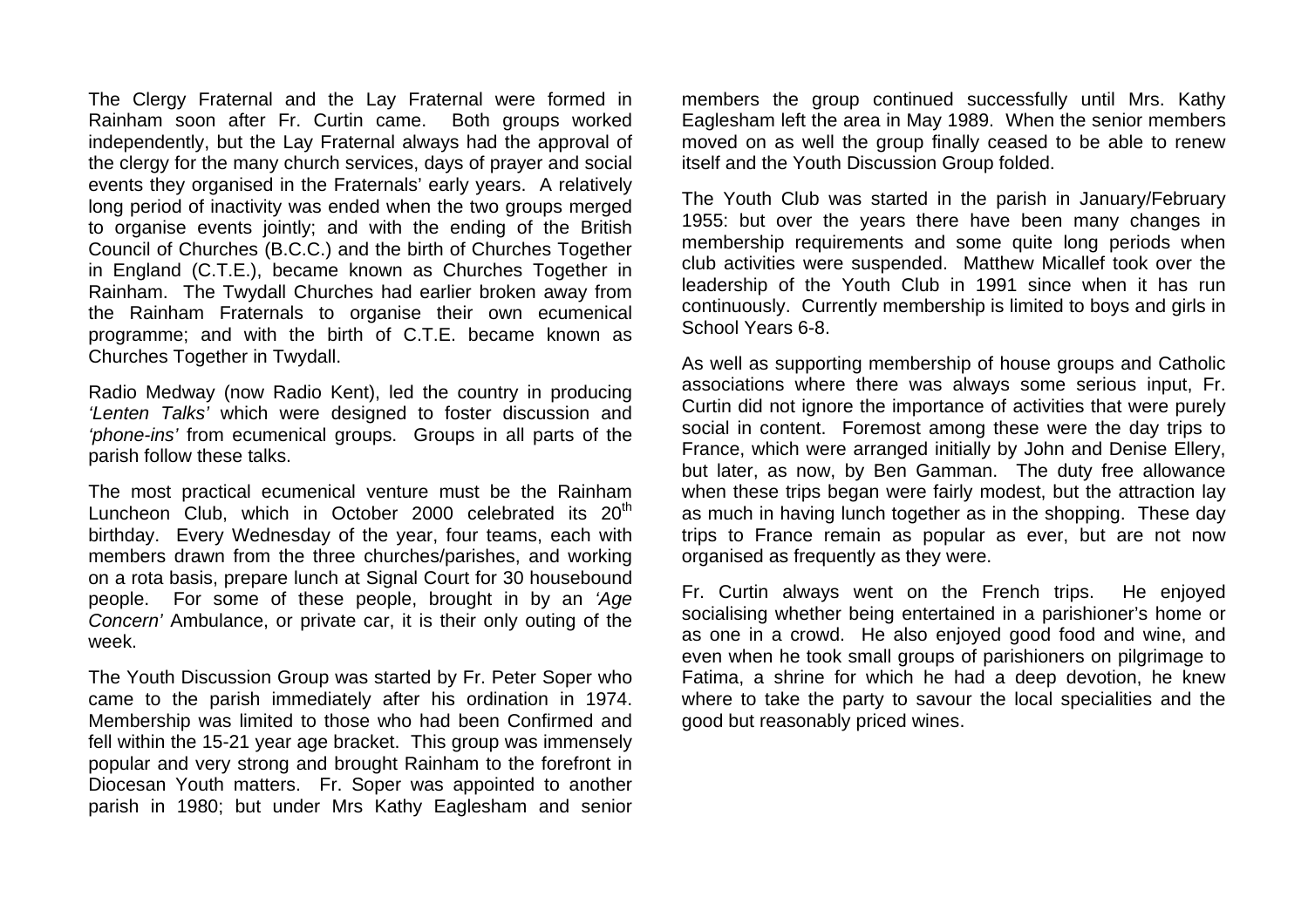The Clergy Fraternal and the Lay Fraternal were formed in Rainham soon after Fr. Curtin came. Both groups worked independently, but the Lay Fraternal always had the approval of the clergy for the many church services, days of prayer and social events they organised in the Fraternals' early years. A relatively long period of inactivity was ended when the two groups merged to organise events jointly; and with the ending of the British Council of Churches (B.C.C.) and the birth of Churches Together in England (C.T.E.), became known as Churches Together in Rainham. The Twydall Churches had earlier broken away from the Rainham Fraternals to organise their own ecumenical programme; and with the birth of C.T.E. became known as Churches Together in Twydall.

Radio Medway (now Radio Kent), led the country in producing *'Lenten Talks'* which were designed to foster discussion and *'phone-ins'* from ecumenical groups. Groups in all parts of the parish follow these talks.

The most practical ecumenical venture must be the Rainham Luncheon Club, which in October 2000 celebrated its 20th birthday. Every Wednesday of the year, four teams, each with members drawn from the three churches/parishes, and working on a rota basis, prepare lunch at Signal Court for 30 housebound people. For some of these people, brought in by an *'Age Concern'* Ambulance, or private car, it is their only outing of the week.

The Youth Discussion Group was started by Fr. Peter Soper who came to the parish immediately after his ordination in 1974. Membership was limited to those who had been Confirmed and fell within the 15-21 year age bracket. This group was immensely popular and very strong and brought Rainham to the forefront in Diocesan Youth matters. Fr. Soper was appointed to another parish in 1980; but under Mrs Kathy Eaglesham and senior members the group continued successfully until Mrs. Kathy Eaglesham left the area in May 1989. When the senior members moved on as well the group finally ceased to be able to renew itself and the Youth Discussion Group folded.

The Youth Club was started in the parish in January/February 1955: but over the years there have been many changes in membership requirements and some quite long periods when club activities were suspended. Matthew Micallef took over the leadership of the Youth Club in 1991 since when it has run continuously. Currently membership is limited to boys and girls in School Years 6-8.

As well as supporting membership of house groups and Catholic associations where there was always some serious input, Fr. Curtin did not ignore the importance of activities that were purely social in content. Foremost among these were the day trips to France, which were arranged initially by John and Denise Ellery, but later, as now, by Ben Gamman. The duty free allowance when these trips began were fairly modest, but the attraction lay as much in having lunch together as in the shopping. These day trips to France remain as popular as ever, but are not now organised as frequently as they were.

Fr. Curtin always went on the French trips. He enjoyed socialising whether being entertained in a parishioner's home or as one in a crowd. He also enjoyed good food and wine, and even when he took small groups of parishioners on pilgrimage to Fatima, a shrine for which he had a deep devotion, he knew where to take the party to savour the local specialities and the good but reasonably priced wines.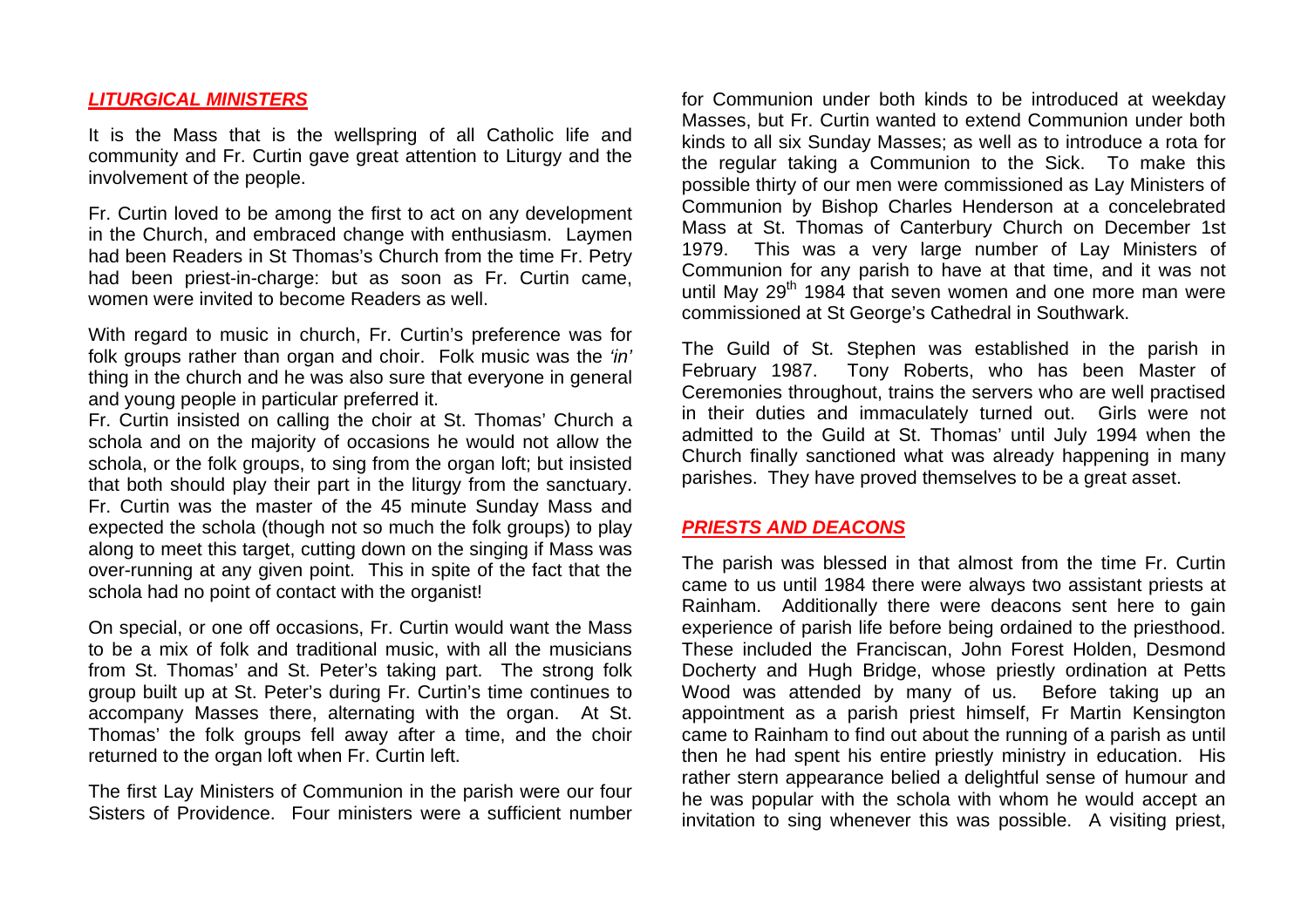## ***LITURGICAL MINISTERS***

It is the Mass that is the wellspring of all Catholic life and community and Fr. Curtin gave great attention to Liturgy and the involvement of the people.

Fr. Curtin loved to be among the first to act on any development in the Church, and embraced change with enthusiasm. Laymen had been Readers in St Thomas's Church from the time Fr. Petry had been priest-in-charge: but as soon as Fr. Curtin came, women were invited to become Readers as well.

With regard to music in church, Fr. Curtin's preference was for folk groups rather than organ and choir. Folk music was the *'in'* thing in the church and he was also sure that everyone in general and young people in particular preferred it.
Fr. Curtin insisted on calling the choir at St. Thomas' Church a schola and on the majority of occasions he would not allow the schola, or the folk groups, to sing from the organ loft; but insisted that both should play their part in the liturgy from the sanctuary. Fr. Curtin was the master of the 45 minute Sunday Mass and expected the schola (though not so much the folk groups) to play along to meet this target, cutting down on the singing if Mass was over-running at any given point. This in spite of the fact that the schola had no point of contact with the organist!

On special, or one off occasions, Fr. Curtin would want the Mass to be a mix of folk and traditional music, with all the musicians from St. Thomas' and St. Peter's taking part. The strong folk group built up at St. Peter's during Fr. Curtin's time continues to accompany Masses there, alternating with the organ. At St. Thomas' the folk groups fell away after a time, and the choir returned to the organ loft when Fr. Curtin left.

The first Lay Ministers of Communion in the parish were our four Sisters of Providence. Four ministers were a sufficient number for Communion under both kinds to be introduced at weekday Masses, but Fr. Curtin wanted to extend Communion under both kinds to all six Sunday Masses; as well as to introduce a rota for the regular taking a Communion to the Sick. To make this possible thirty of our men were commissioned as Lay Ministers of Communion by Bishop Charles Henderson at a concelebrated Mass at St. Thomas of Canterbury Church on December 1st 1979. This was a very large number of Lay Ministers of Communion for any parish to have at that time, and it was not until May 29th 1984 that seven women and one more man were commissioned at St George's Cathedral in Southwark.

The Guild of St. Stephen was established in the parish in February 1987. Tony Roberts, who has been Master of Ceremonies throughout, trains the servers who are well practised in their duties and immaculately turned out. Girls were not admitted to the Guild at St. Thomas' until July 1994 when the Church finally sanctioned what was already happening in many parishes. They have proved themselves to be a great asset.

## ***PRIESTS AND DEACONS***

The parish was blessed in that almost from the time Fr. Curtin came to us until 1984 there were always two assistant priests at Rainham. Additionally there were deacons sent here to gain experience of parish life before being ordained to the priesthood. These included the Franciscan, John Forest Holden, Desmond Docherty and Hugh Bridge, whose priestly ordination at Petts Wood was attended by many of us. Before taking up an appointment as a parish priest himself, Fr Martin Kensington came to Rainham to find out about the running of a parish as until then he had spent his entire priestly ministry in education. His rather stern appearance belied a delightful sense of humour and he was popular with the schola with whom he would accept an invitation to sing whenever this was possible. A visiting priest,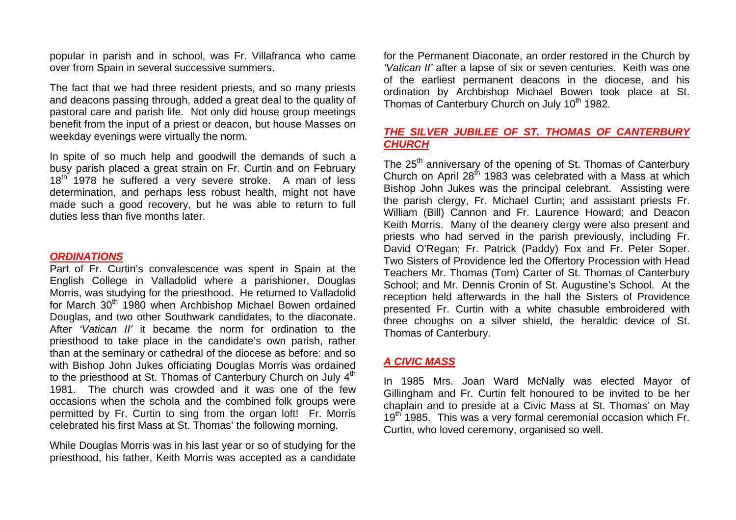popular in parish and in school, was Fr. Villafranca who came over from Spain in several successive summers.

The fact that we had three resident priests, and so many priests and deacons passing through, added a great deal to the quality of pastoral care and parish life. Not only did house group meetings benefit from the input of a priest or deacon, but house Masses on weekday evenings were virtually the norm.

In spite of so much help and goodwill the demands of such a busy parish placed a great strain on Fr. Curtin and on February 18th 1978 he suffered a very severe stroke. A man of less determination, and perhaps less robust health, might not have made such a good recovery, but he was able to return to full duties less than five months later.

## *ORDINATIONS*

Part of Fr. Curtin's convalescence was spent in Spain at the English College in Valladolid where a parishioner, Douglas Morris, was studying for the priesthood. He returned to Valladolid for March 30th 1980 when Archbishop Michael Bowen ordained Douglas, and two other Southwark candidates, to the diaconate. After *'Vatican II'* it became the norm for ordination to the priesthood to take place in the candidate's own parish, rather than at the seminary or cathedral of the diocese as before: and so with Bishop John Jukes officiating Douglas Morris was ordained to the priesthood at St. Thomas of Canterbury Church on July 4th 1981. The church was crowded and it was one of the few occasions when the schola and the combined folk groups were permitted by Fr. Curtin to sing from the organ loft! Fr. Morris celebrated his first Mass at St. Thomas' the following morning.

While Douglas Morris was in his last year or so of studying for the priesthood, his father, Keith Morris was accepted as a candidate for the Permanent Diaconate, an order restored in the Church by *'Vatican II'* after a lapse of six or seven centuries. Keith was one of the earliest permanent deacons in the diocese, and his ordination by Archbishop Michael Bowen took place at St. Thomas of Canterbury Church on July 10th 1982.

## *THE SILVER JUBILEE OF ST. THOMAS OF CANTERBURY CHURCH*

The 25th anniversary of the opening of St. Thomas of Canterbury Church on April 28th 1983 was celebrated with a Mass at which Bishop John Jukes was the principal celebrant. Assisting were the parish clergy, Fr. Michael Curtin; and assistant priests Fr. William (Bill) Cannon and Fr. Laurence Howard; and Deacon Keith Morris. Many of the deanery clergy were also present and priests who had served in the parish previously, including Fr. David O'Regan; Fr. Patrick (Paddy) Fox and Fr. Peter Soper. Two Sisters of Providence led the Offertory Procession with Head Teachers Mr. Thomas (Tom) Carter of St. Thomas of Canterbury School; and Mr. Dennis Cronin of St. Augustine's School. At the reception held afterwards in the hall the Sisters of Providence presented Fr. Curtin with a white chasuble embroidered with three choughs on a silver shield, the heraldic device of St. Thomas of Canterbury.

## *A CIVIC MASS*

In 1985 Mrs. Joan Ward McNally was elected Mayor of Gillingham and Fr. Curtin felt honoured to be invited to be her chaplain and to preside at a Civic Mass at St. Thomas' on May 19th 1985. This was a very formal ceremonial occasion which Fr. Curtin, who loved ceremony, organised so well.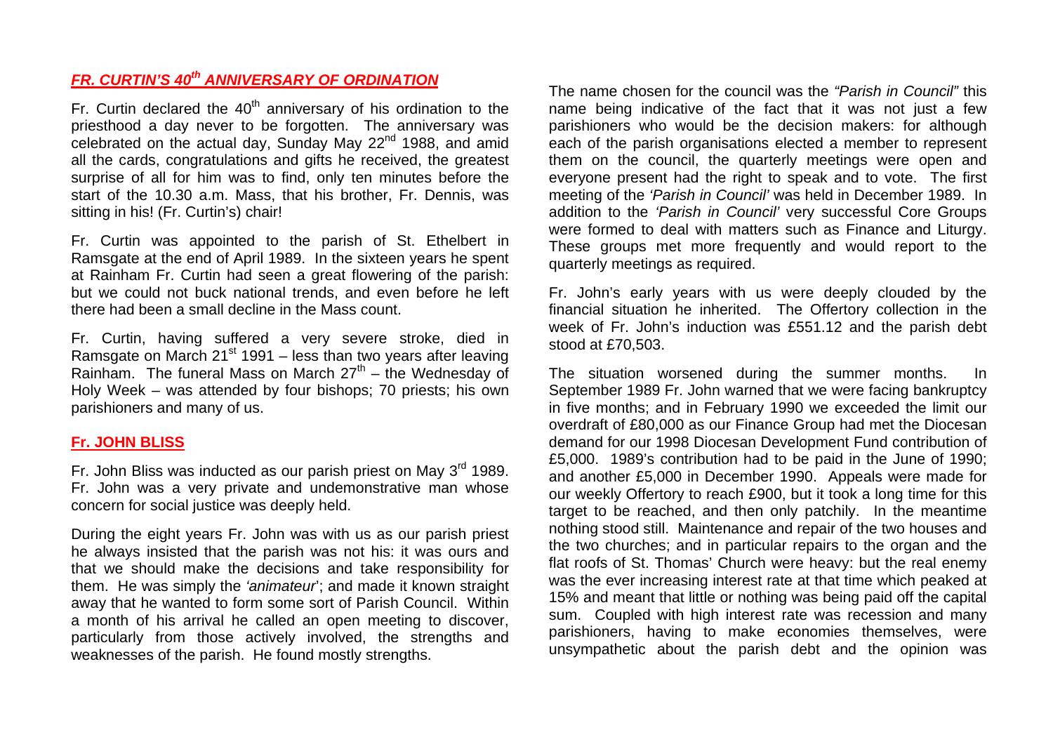## *FR. CURTIN'S 40th ANNIVERSARY OF ORDINATION*

Fr. Curtin declared the 40th anniversary of his ordination to the priesthood a day never to be forgotten. The anniversary was celebrated on the actual day, Sunday May 22nd 1988, and amid all the cards, congratulations and gifts he received, the greatest surprise of all for him was to find, only ten minutes before the start of the 10.30 a.m. Mass, that his brother, Fr. Dennis, was sitting in his! (Fr. Curtin's) chair!

Fr. Curtin was appointed to the parish of St. Ethelbert in Ramsgate at the end of April 1989. In the sixteen years he spent at Rainham Fr. Curtin had seen a great flowering of the parish: but we could not buck national trends, and even before he left there had been a small decline in the Mass count.

Fr. Curtin, having suffered a very severe stroke, died in Ramsgate on March 21st 1991 – less than two years after leaving Rainham. The funeral Mass on March 27th – the Wednesday of Holy Week – was attended by four bishops; 70 priests; his own parishioners and many of us.

## Fr. JOHN BLISS

Fr. John Bliss was inducted as our parish priest on May 3rd 1989. Fr. John was a very private and undemonstrative man whose concern for social justice was deeply held.

During the eight years Fr. John was with us as our parish priest he always insisted that the parish was not his: it was ours and that we should make the decisions and take responsibility for them. He was simply the *'animateur*'; and made it known straight away that he wanted to form some sort of Parish Council. Within a month of his arrival he called an open meeting to discover, particularly from those actively involved, the strengths and weaknesses of the parish. He found mostly strengths.

The name chosen for the council was the *"Parish in Council"* this name being indicative of the fact that it was not just a few parishioners who would be the decision makers: for although each of the parish organisations elected a member to represent them on the council, the quarterly meetings were open and everyone present had the right to speak and to vote. The first meeting of the *'Parish in Council'* was held in December 1989. In addition to the *'Parish in Council'* very successful Core Groups were formed to deal with matters such as Finance and Liturgy. These groups met more frequently and would report to the quarterly meetings as required.

Fr. John's early years with us were deeply clouded by the financial situation he inherited. The Offertory collection in the week of Fr. John's induction was £551.12 and the parish debt stood at £70,503.

The situation worsened during the summer months. In September 1989 Fr. John warned that we were facing bankruptcy in five months; and in February 1990 we exceeded the limit our overdraft of £80,000 as our Finance Group had met the Diocesan demand for our 1998 Diocesan Development Fund contribution of £5,000. 1989's contribution had to be paid in the June of 1990; and another £5,000 in December 1990. Appeals were made for our weekly Offertory to reach £900, but it took a long time for this target to be reached, and then only patchily. In the meantime nothing stood still. Maintenance and repair of the two houses and the two churches; and in particular repairs to the organ and the flat roofs of St. Thomas' Church were heavy: but the real enemy was the ever increasing interest rate at that time which peaked at 15% and meant that little or nothing was being paid off the capital sum. Coupled with high interest rate was recession and many parishioners, having to make economies themselves, were unsympathetic about the parish debt and the opinion was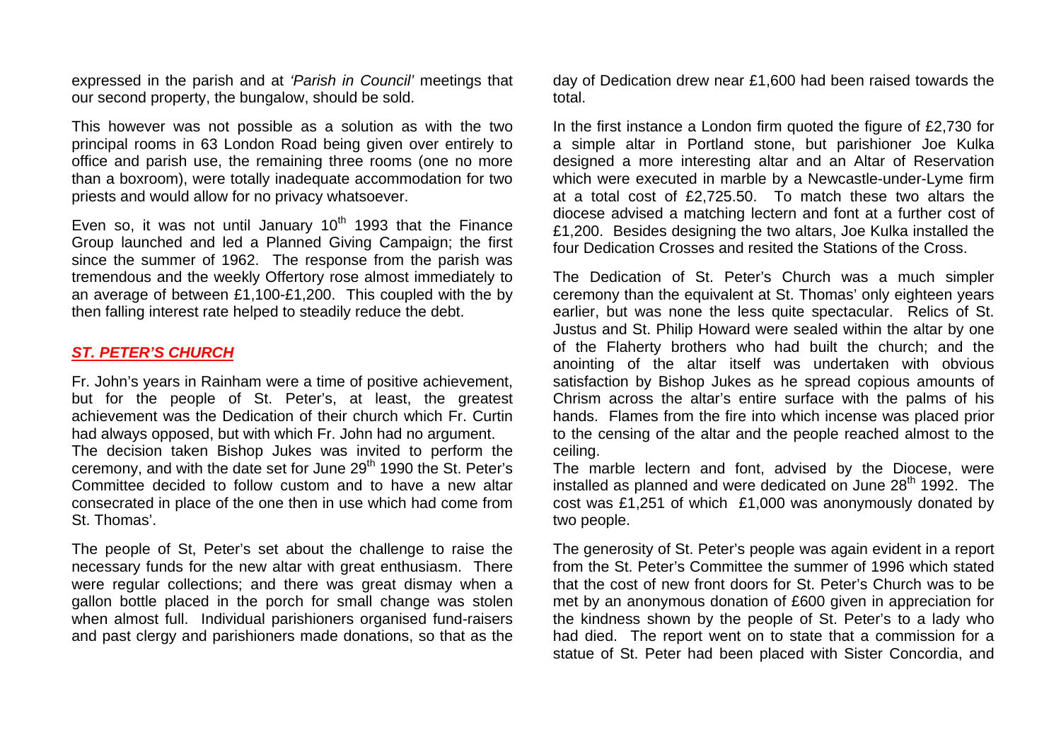expressed in the parish and at *'Parish in Council'* meetings that our second property, the bungalow, should be sold.

This however was not possible as a solution as with the two principal rooms in 63 London Road being given over entirely to office and parish use, the remaining three rooms (one no more than a boxroom), were totally inadequate accommodation for two priests and would allow for no privacy whatsoever.

Even so, it was not until January 10th 1993 that the Finance Group launched and led a Planned Giving Campaign; the first since the summer of 1962. The response from the parish was tremendous and the weekly Offertory rose almost immediately to an average of between £1,100-£1,200. This coupled with the by then falling interest rate helped to steadily reduce the debt.

## ***ST. PETER'S CHURCH***

Fr. John's years in Rainham were a time of positive achievement, but for the people of St. Peter's, at least, the greatest achievement was the Dedication of their church which Fr. Curtin had always opposed, but with which Fr. John had no argument.
The decision taken Bishop Jukes was invited to perform the ceremony, and with the date set for June 29th 1990 the St. Peter's Committee decided to follow custom and to have a new altar consecrated in place of the one then in use which had come from St. Thomas'.

The people of St, Peter's set about the challenge to raise the necessary funds for the new altar with great enthusiasm. There were regular collections; and there was great dismay when a gallon bottle placed in the porch for small change was stolen when almost full. Individual parishioners organised fund-raisers and past clergy and parishioners made donations, so that as the day of Dedication drew near £1,600 had been raised towards the total.

In the first instance a London firm quoted the figure of £2,730 for a simple altar in Portland stone, but parishioner Joe Kulka designed a more interesting altar and an Altar of Reservation which were executed in marble by a Newcastle-under-Lyme firm at a total cost of £2,725.50. To match these two altars the diocese advised a matching lectern and font at a further cost of £1,200. Besides designing the two altars, Joe Kulka installed the four Dedication Crosses and resited the Stations of the Cross.

The Dedication of St. Peter's Church was a much simpler ceremony than the equivalent at St. Thomas' only eighteen years earlier, but was none the less quite spectacular. Relics of St. Justus and St. Philip Howard were sealed within the altar by one of the Flaherty brothers who had built the church; and the anointing of the altar itself was undertaken with obvious satisfaction by Bishop Jukes as he spread copious amounts of Chrism across the altar's entire surface with the palms of his hands. Flames from the fire into which incense was placed prior to the censing of the altar and the people reached almost to the ceiling.
The marble lectern and font, advised by the Diocese, were installed as planned and were dedicated on June 28th 1992. The cost was £1,251 of which £1,000 was anonymously donated by two people.

The generosity of St. Peter's people was again evident in a report from the St. Peter's Committee the summer of 1996 which stated that the cost of new front doors for St. Peter's Church was to be met by an anonymous donation of £600 given in appreciation for the kindness shown by the people of St. Peter's to a lady who had died. The report went on to state that a commission for a statue of St. Peter had been placed with Sister Concordia, and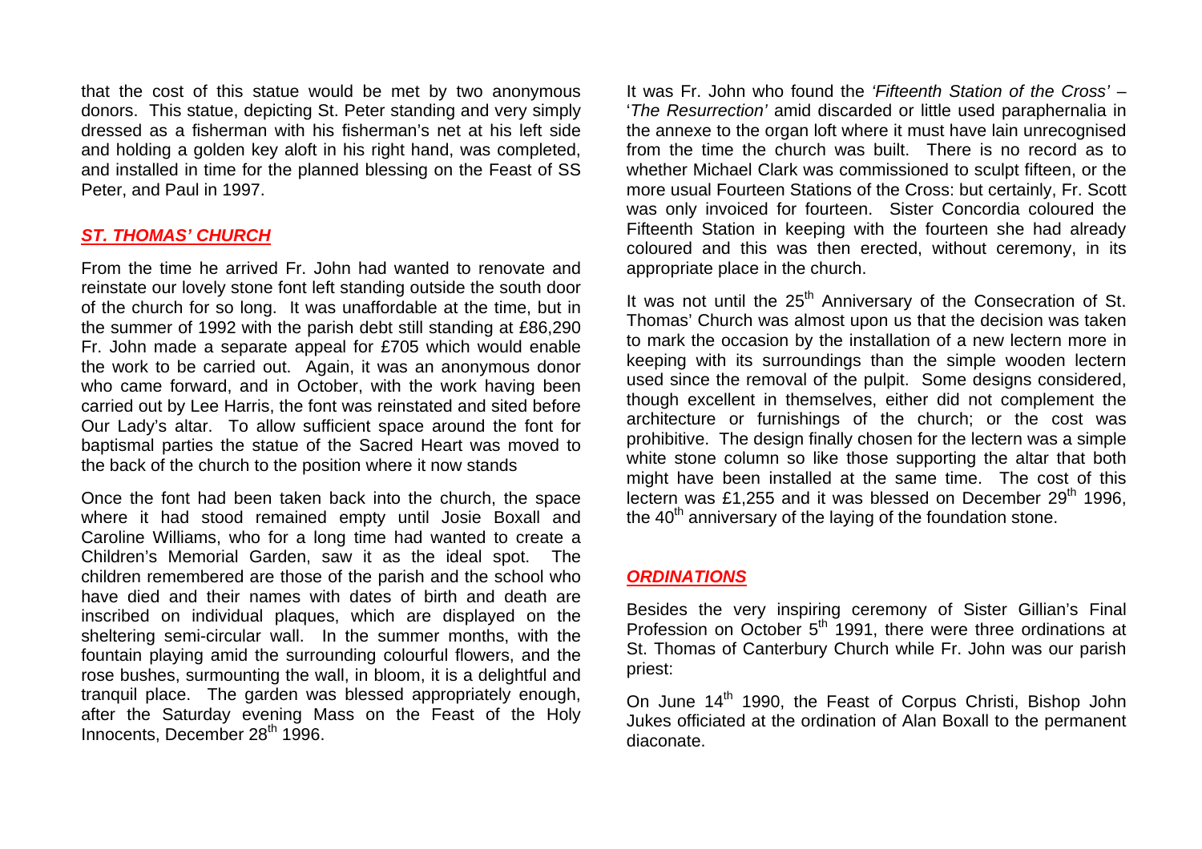that the cost of this statue would be met by two anonymous donors. This statue, depicting St. Peter standing and very simply dressed as a fisherman with his fisherman's net at his left side and holding a golden key aloft in his right hand, was completed, and installed in time for the planned blessing on the Feast of SS Peter, and Paul in 1997.

## ***ST. THOMAS' CHURCH***

From the time he arrived Fr. John had wanted to renovate and reinstate our lovely stone font left standing outside the south door of the church for so long. It was unaffordable at the time, but in the summer of 1992 with the parish debt still standing at £86,290 Fr. John made a separate appeal for £705 which would enable the work to be carried out. Again, it was an anonymous donor who came forward, and in October, with the work having been carried out by Lee Harris, the font was reinstated and sited before Our Lady's altar. To allow sufficient space around the font for baptismal parties the statue of the Sacred Heart was moved to the back of the church to the position where it now stands

Once the font had been taken back into the church, the space where it had stood remained empty until Josie Boxall and Caroline Williams, who for a long time had wanted to create a Children's Memorial Garden, saw it as the ideal spot. The children remembered are those of the parish and the school who have died and their names with dates of birth and death are inscribed on individual plaques, which are displayed on the sheltering semi-circular wall. In the summer months, with the fountain playing amid the surrounding colourful flowers, and the rose bushes, surmounting the wall, in bloom, it is a delightful and tranquil place. The garden was blessed appropriately enough, after the Saturday evening Mass on the Feast of the Holy Innocents, December 28th 1996.

It was Fr. John who found the *'Fifteenth Station of the Cross'* – '*The Resurrection'* amid discarded or little used paraphernalia in the annexe to the organ loft where it must have lain unrecognised from the time the church was built. There is no record as to whether Michael Clark was commissioned to sculpt fifteen, or the more usual Fourteen Stations of the Cross: but certainly, Fr. Scott was only invoiced for fourteen. Sister Concordia coloured the Fifteenth Station in keeping with the fourteen she had already coloured and this was then erected, without ceremony, in its appropriate place in the church.

It was not until the 25th Anniversary of the Consecration of St. Thomas' Church was almost upon us that the decision was taken to mark the occasion by the installation of a new lectern more in keeping with its surroundings than the simple wooden lectern used since the removal of the pulpit. Some designs considered, though excellent in themselves, either did not complement the architecture or furnishings of the church; or the cost was prohibitive. The design finally chosen for the lectern was a simple white stone column so like those supporting the altar that both might have been installed at the same time. The cost of this lectern was £1,255 and it was blessed on December 29th 1996, the 40th anniversary of the laying of the foundation stone.

## ***ORDINATIONS***

Besides the very inspiring ceremony of Sister Gillian's Final Profession on October 5th 1991, there were three ordinations at St. Thomas of Canterbury Church while Fr. John was our parish priest:

On June 14th 1990, the Feast of Corpus Christi, Bishop John Jukes officiated at the ordination of Alan Boxall to the permanent diaconate.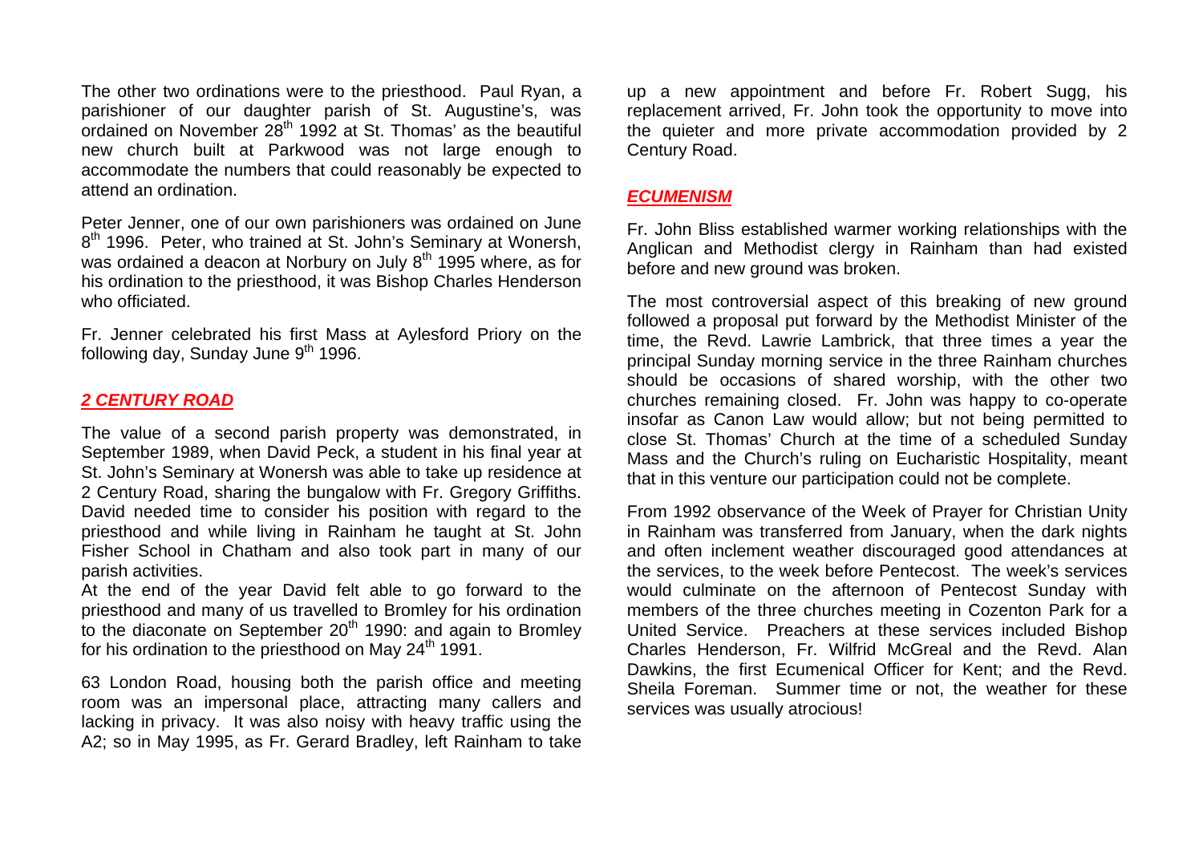The other two ordinations were to the priesthood. Paul Ryan, a parishioner of our daughter parish of St. Augustine's, was ordained on November 28th 1992 at St. Thomas' as the beautiful new church built at Parkwood was not large enough to accommodate the numbers that could reasonably be expected to attend an ordination.

Peter Jenner, one of our own parishioners was ordained on June 8th 1996. Peter, who trained at St. John's Seminary at Wonersh, was ordained a deacon at Norbury on July 8th 1995 where, as for his ordination to the priesthood, it was Bishop Charles Henderson who officiated.

Fr. Jenner celebrated his first Mass at Aylesford Priory on the following day, Sunday June 9th 1996.

## *2 CENTURY ROAD*

The value of a second parish property was demonstrated, in September 1989, when David Peck, a student in his final year at St. John's Seminary at Wonersh was able to take up residence at 2 Century Road, sharing the bungalow with Fr. Gregory Griffiths. David needed time to consider his position with regard to the priesthood and while living in Rainham he taught at St. John Fisher School in Chatham and also took part in many of our parish activities.

At the end of the year David felt able to go forward to the priesthood and many of us travelled to Bromley for his ordination to the diaconate on September 20th 1990: and again to Bromley for his ordination to the priesthood on May 24th 1991.

63 London Road, housing both the parish office and meeting room was an impersonal place, attracting many callers and lacking in privacy. It was also noisy with heavy traffic using the A2; so in May 1995, as Fr. Gerard Bradley, left Rainham to take up a new appointment and before Fr. Robert Sugg, his replacement arrived, Fr. John took the opportunity to move into the quieter and more private accommodation provided by 2 Century Road.

## *ECUMENISM*

Fr. John Bliss established warmer working relationships with the Anglican and Methodist clergy in Rainham than had existed before and new ground was broken.

The most controversial aspect of this breaking of new ground followed a proposal put forward by the Methodist Minister of the time, the Revd. Lawrie Lambrick, that three times a year the principal Sunday morning service in the three Rainham churches should be occasions of shared worship, with the other two churches remaining closed. Fr. John was happy to co-operate insofar as Canon Law would allow; but not being permitted to close St. Thomas' Church at the time of a scheduled Sunday Mass and the Church's ruling on Eucharistic Hospitality, meant that in this venture our participation could not be complete.

From 1992 observance of the Week of Prayer for Christian Unity in Rainham was transferred from January, when the dark nights and often inclement weather discouraged good attendances at the services, to the week before Pentecost. The week's services would culminate on the afternoon of Pentecost Sunday with members of the three churches meeting in Cozenton Park for a United Service. Preachers at these services included Bishop Charles Henderson, Fr. Wilfrid McGreal and the Revd. Alan Dawkins, the first Ecumenical Officer for Kent; and the Revd. Sheila Foreman. Summer time or not, the weather for these services was usually atrocious!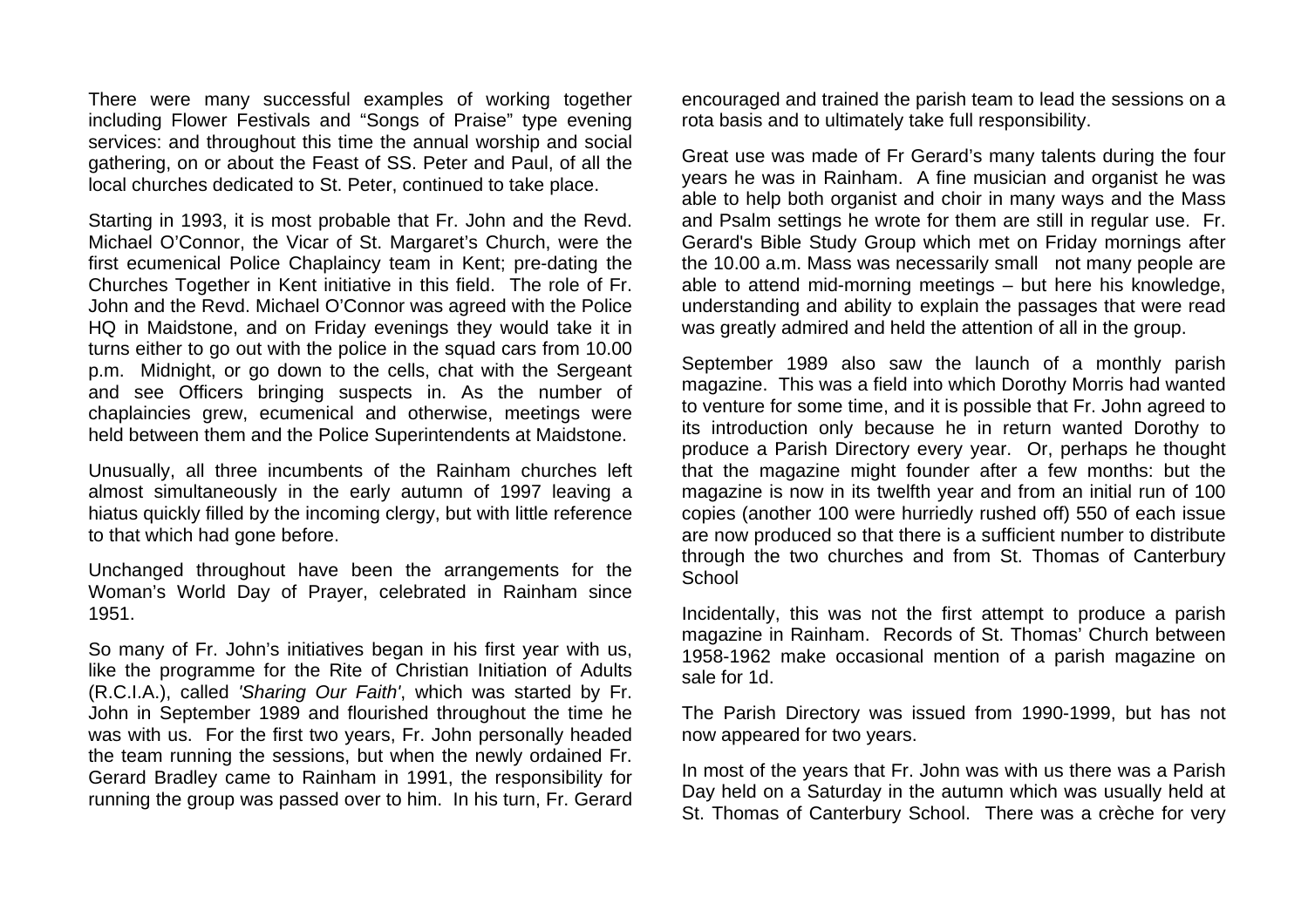There were many successful examples of working together including Flower Festivals and "Songs of Praise" type evening services: and throughout this time the annual worship and social gathering, on or about the Feast of SS. Peter and Paul, of all the local churches dedicated to St. Peter, continued to take place.

Starting in 1993, it is most probable that Fr. John and the Revd. Michael O'Connor, the Vicar of St. Margaret's Church, were the first ecumenical Police Chaplaincy team in Kent; pre-dating the Churches Together in Kent initiative in this field. The role of Fr. John and the Revd. Michael O'Connor was agreed with the Police HQ in Maidstone, and on Friday evenings they would take it in turns either to go out with the police in the squad cars from 10.00 p.m. Midnight, or go down to the cells, chat with the Sergeant and see Officers bringing suspects in. As the number of chaplaincies grew, ecumenical and otherwise, meetings were held between them and the Police Superintendents at Maidstone.

Unusually, all three incumbents of the Rainham churches left almost simultaneously in the early autumn of 1997 leaving a hiatus quickly filled by the incoming clergy, but with little reference to that which had gone before.

Unchanged throughout have been the arrangements for the Woman's World Day of Prayer, celebrated in Rainham since 1951.

So many of Fr. John's initiatives began in his first year with us, like the programme for the Rite of Christian Initiation of Adults (R.C.I.A.), called *'Sharing Our Faith'*, which was started by Fr. John in September 1989 and flourished throughout the time he was with us. For the first two years, Fr. John personally headed the team running the sessions, but when the newly ordained Fr. Gerard Bradley came to Rainham in 1991, the responsibility for running the group was passed over to him. In his turn, Fr. Gerard encouraged and trained the parish team to lead the sessions on a rota basis and to ultimately take full responsibility.

Great use was made of Fr Gerard's many talents during the four years he was in Rainham. A fine musician and organist he was able to help both organist and choir in many ways and the Mass and Psalm settings he wrote for them are still in regular use. Fr. Gerard's Bible Study Group which met on Friday mornings after the 10.00 a.m. Mass was necessarily small not many people are able to attend mid-morning meetings – but here his knowledge, understanding and ability to explain the passages that were read was greatly admired and held the attention of all in the group.

September 1989 also saw the launch of a monthly parish magazine. This was a field into which Dorothy Morris had wanted to venture for some time, and it is possible that Fr. John agreed to its introduction only because he in return wanted Dorothy to produce a Parish Directory every year. Or, perhaps he thought that the magazine might founder after a few months: but the magazine is now in its twelfth year and from an initial run of 100 copies (another 100 were hurriedly rushed off) 550 of each issue are now produced so that there is a sufficient number to distribute through the two churches and from St. Thomas of Canterbury School

Incidentally, this was not the first attempt to produce a parish magazine in Rainham. Records of St. Thomas' Church between 1958-1962 make occasional mention of a parish magazine on sale for 1d.

The Parish Directory was issued from 1990-1999, but has not now appeared for two years.

In most of the years that Fr. John was with us there was a Parish Day held on a Saturday in the autumn which was usually held at St. Thomas of Canterbury School. There was a crèche for very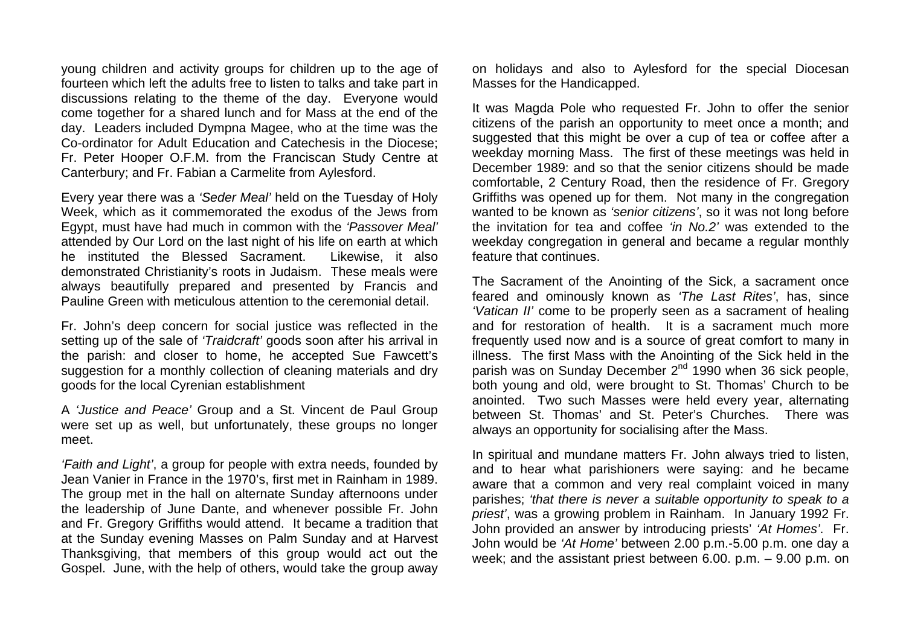young children and activity groups for children up to the age of fourteen which left the adults free to listen to talks and take part in discussions relating to the theme of the day. Everyone would come together for a shared lunch and for Mass at the end of the day. Leaders included Dympna Magee, who at the time was the Co-ordinator for Adult Education and Catechesis in the Diocese; Fr. Peter Hooper O.F.M. from the Franciscan Study Centre at Canterbury; and Fr. Fabian a Carmelite from Aylesford.

Every year there was a *'Seder Meal'* held on the Tuesday of Holy Week, which as it commemorated the exodus of the Jews from Egypt, must have had much in common with the *'Passover Meal'* attended by Our Lord on the last night of his life on earth at which he instituted the Blessed Sacrament. Likewise, it also demonstrated Christianity's roots in Judaism. These meals were always beautifully prepared and presented by Francis and Pauline Green with meticulous attention to the ceremonial detail.

Fr. John's deep concern for social justice was reflected in the setting up of the sale of *'Traidcraft'* goods soon after his arrival in the parish: and closer to home, he accepted Sue Fawcett's suggestion for a monthly collection of cleaning materials and dry goods for the local Cyrenian establishment

A *'Justice and Peace'* Group and a St. Vincent de Paul Group were set up as well, but unfortunately, these groups no longer meet.

*'Faith and Light'*, a group for people with extra needs, founded by Jean Vanier in France in the 1970's, first met in Rainham in 1989. The group met in the hall on alternate Sunday afternoons under the leadership of June Dante, and whenever possible Fr. John and Fr. Gregory Griffiths would attend. It became a tradition that at the Sunday evening Masses on Palm Sunday and at Harvest Thanksgiving, that members of this group would act out the Gospel. June, with the help of others, would take the group away on holidays and also to Aylesford for the special Diocesan Masses for the Handicapped.

It was Magda Pole who requested Fr. John to offer the senior citizens of the parish an opportunity to meet once a month; and suggested that this might be over a cup of tea or coffee after a weekday morning Mass. The first of these meetings was held in December 1989: and so that the senior citizens should be made comfortable, 2 Century Road, then the residence of Fr. Gregory Griffiths was opened up for them. Not many in the congregation wanted to be known as *'senior citizens'*, so it was not long before the invitation for tea and coffee *'in No.2'* was extended to the weekday congregation in general and became a regular monthly feature that continues.

The Sacrament of the Anointing of the Sick, a sacrament once feared and ominously known as *'The Last Rites'*, has, since *'Vatican II'* come to be properly seen as a sacrament of healing and for restoration of health. It is a sacrament much more frequently used now and is a source of great comfort to many in illness. The first Mass with the Anointing of the Sick held in the parish was on Sunday December 2nd 1990 when 36 sick people, both young and old, were brought to St. Thomas' Church to be anointed. Two such Masses were held every year, alternating between St. Thomas' and St. Peter's Churches. There was always an opportunity for socialising after the Mass.

In spiritual and mundane matters Fr. John always tried to listen, and to hear what parishioners were saying: and he became aware that a common and very real complaint voiced in many parishes; *'that there is never a suitable opportunity to speak to a priest'*, was a growing problem in Rainham. In January 1992 Fr. John provided an answer by introducing priests' *'At Homes'*. Fr. John would be *'At Home'* between 2.00 p.m.-5.00 p.m. one day a week; and the assistant priest between 6.00. p.m. – 9.00 p.m. on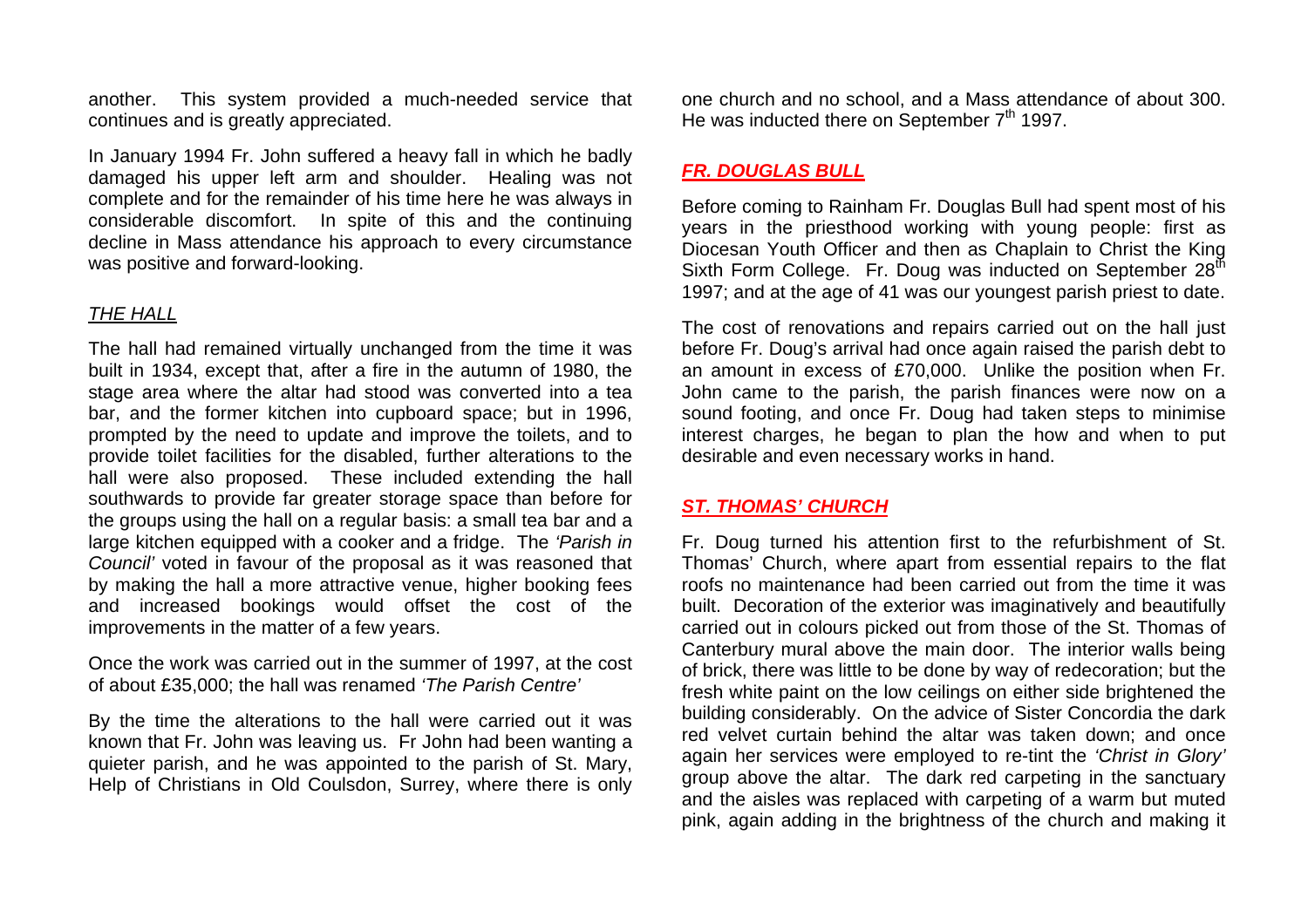another. This system provided a much-needed service that continues and is greatly appreciated.

In January 1994 Fr. John suffered a heavy fall in which he badly damaged his upper left arm and shoulder. Healing was not complete and for the remainder of his time here he was always in considerable discomfort. In spite of this and the continuing decline in Mass attendance his approach to every circumstance was positive and forward-looking.

## *THE HALL*

The hall had remained virtually unchanged from the time it was built in 1934, except that, after a fire in the autumn of 1980, the stage area where the altar had stood was converted into a tea bar, and the former kitchen into cupboard space; but in 1996, prompted by the need to update and improve the toilets, and to provide toilet facilities for the disabled, further alterations to the hall were also proposed. These included extending the hall southwards to provide far greater storage space than before for the groups using the hall on a regular basis: a small tea bar and a large kitchen equipped with a cooker and a fridge. The *'Parish in Council'* voted in favour of the proposal as it was reasoned that by making the hall a more attractive venue, higher booking fees and increased bookings would offset the cost of the improvements in the matter of a few years.

Once the work was carried out in the summer of 1997, at the cost of about £35,000; the hall was renamed *'The Parish Centre'*

By the time the alterations to the hall were carried out it was known that Fr. John was leaving us. Fr John had been wanting a quieter parish, and he was appointed to the parish of St. Mary, Help of Christians in Old Coulsdon, Surrey, where there is only one church and no school, and a Mass attendance of about 300. He was inducted there on September 7th 1997.

## ***FR. DOUGLAS BULL***

Before coming to Rainham Fr. Douglas Bull had spent most of his years in the priesthood working with young people: first as Diocesan Youth Officer and then as Chaplain to Christ the King Sixth Form College. Fr. Doug was inducted on September 28th 1997; and at the age of 41 was our youngest parish priest to date.

The cost of renovations and repairs carried out on the hall just before Fr. Doug's arrival had once again raised the parish debt to an amount in excess of £70,000. Unlike the position when Fr. John came to the parish, the parish finances were now on a sound footing, and once Fr. Doug had taken steps to minimise interest charges, he began to plan the how and when to put desirable and even necessary works in hand.

## ***ST. THOMAS' CHURCH***

Fr. Doug turned his attention first to the refurbishment of St. Thomas' Church, where apart from essential repairs to the flat roofs no maintenance had been carried out from the time it was built. Decoration of the exterior was imaginatively and beautifully carried out in colours picked out from those of the St. Thomas of Canterbury mural above the main door. The interior walls being of brick, there was little to be done by way of redecoration; but the fresh white paint on the low ceilings on either side brightened the building considerably. On the advice of Sister Concordia the dark red velvet curtain behind the altar was taken down; and once again her services were employed to re-tint the *'Christ in Glory'* group above the altar. The dark red carpeting in the sanctuary and the aisles was replaced with carpeting of a warm but muted pink, again adding in the brightness of the church and making it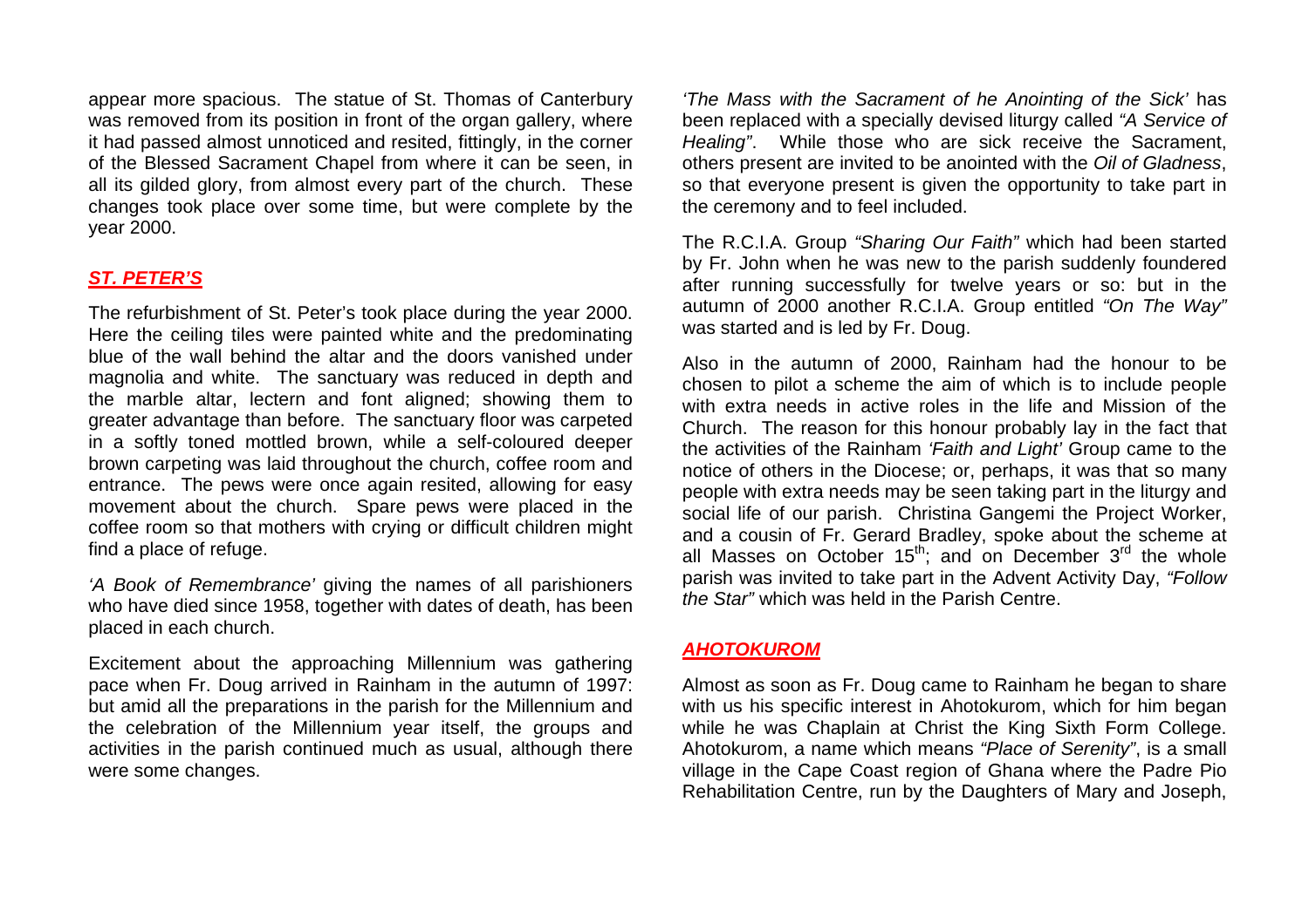appear more spacious. The statue of St. Thomas of Canterbury was removed from its position in front of the organ gallery, where it had passed almost unnoticed and resited, fittingly, in the corner of the Blessed Sacrament Chapel from where it can be seen, in all its gilded glory, from almost every part of the church. These changes took place over some time, but were complete by the year 2000.

## ***ST. PETER'S***

The refurbishment of St. Peter's took place during the year 2000. Here the ceiling tiles were painted white and the predominating blue of the wall behind the altar and the doors vanished under magnolia and white. The sanctuary was reduced in depth and the marble altar, lectern and font aligned; showing them to greater advantage than before. The sanctuary floor was carpeted in a softly toned mottled brown, while a self-coloured deeper brown carpeting was laid throughout the church, coffee room and entrance. The pews were once again resited, allowing for easy movement about the church. Spare pews were placed in the coffee room so that mothers with crying or difficult children might find a place of refuge.

*'A Book of Remembrance'* giving the names of all parishioners who have died since 1958, together with dates of death, has been placed in each church.

Excitement about the approaching Millennium was gathering pace when Fr. Doug arrived in Rainham in the autumn of 1997: but amid all the preparations in the parish for the Millennium and the celebration of the Millennium year itself, the groups and activities in the parish continued much as usual, although there were some changes.

*'The Mass with the Sacrament of he Anointing of the Sick'* has been replaced with a specially devised liturgy called *"A Service of Healing"*. While those who are sick receive the Sacrament, others present are invited to be anointed with the *Oil of Gladness*, so that everyone present is given the opportunity to take part in the ceremony and to feel included.

The R.C.I.A. Group *"Sharing Our Faith"* which had been started by Fr. John when he was new to the parish suddenly foundered after running successfully for twelve years or so: but in the autumn of 2000 another R.C.I.A. Group entitled *"On The Way"* was started and is led by Fr. Doug.

Also in the autumn of 2000, Rainham had the honour to be chosen to pilot a scheme the aim of which is to include people with extra needs in active roles in the life and Mission of the Church. The reason for this honour probably lay in the fact that the activities of the Rainham *'Faith and Light'* Group came to the notice of others in the Diocese; or, perhaps, it was that so many people with extra needs may be seen taking part in the liturgy and social life of our parish. Christina Gangemi the Project Worker, and a cousin of Fr. Gerard Bradley, spoke about the scheme at all Masses on October 15th; and on December 3rd the whole parish was invited to take part in the Advent Activity Day, *"Follow the Star"* which was held in the Parish Centre.

## ***AHOTOKUROM***

Almost as soon as Fr. Doug came to Rainham he began to share with us his specific interest in Ahotokurom, which for him began while he was Chaplain at Christ the King Sixth Form College. Ahotokurom, a name which means *"Place of Serenity"*, is a small village in the Cape Coast region of Ghana where the Padre Pio Rehabilitation Centre, run by the Daughters of Mary and Joseph,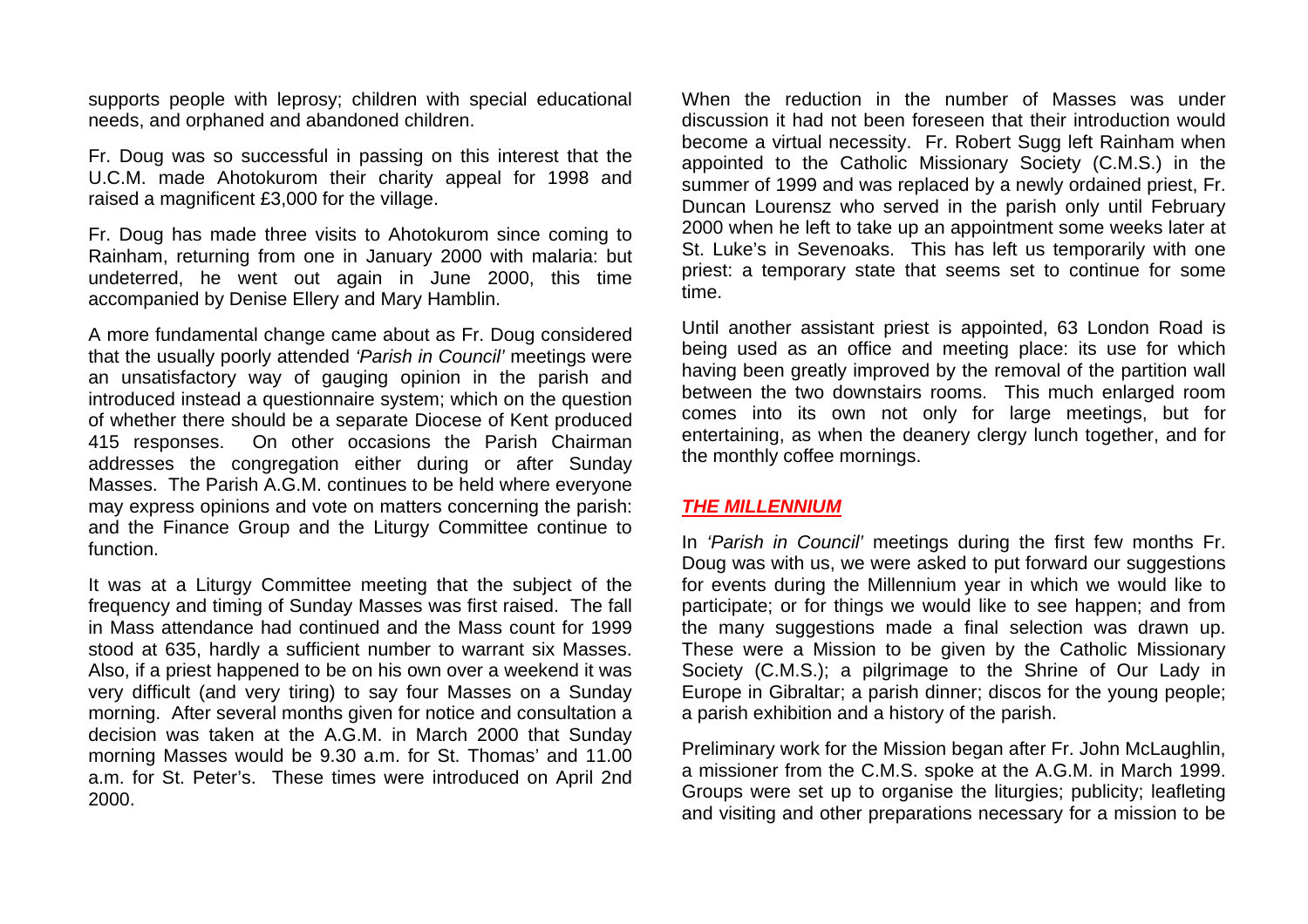supports people with leprosy; children with special educational needs, and orphaned and abandoned children.

Fr. Doug was so successful in passing on this interest that the U.C.M. made Ahotokurom their charity appeal for 1998 and raised a magnificent £3,000 for the village.

Fr. Doug has made three visits to Ahotokurom since coming to Rainham, returning from one in January 2000 with malaria: but undeterred, he went out again in June 2000, this time accompanied by Denise Ellery and Mary Hamblin.

A more fundamental change came about as Fr. Doug considered that the usually poorly attended *'Parish in Council'* meetings were an unsatisfactory way of gauging opinion in the parish and introduced instead a questionnaire system; which on the question of whether there should be a separate Diocese of Kent produced 415 responses. On other occasions the Parish Chairman addresses the congregation either during or after Sunday Masses. The Parish A.G.M. continues to be held where everyone may express opinions and vote on matters concerning the parish: and the Finance Group and the Liturgy Committee continue to function.

It was at a Liturgy Committee meeting that the subject of the frequency and timing of Sunday Masses was first raised. The fall in Mass attendance had continued and the Mass count for 1999 stood at 635, hardly a sufficient number to warrant six Masses. Also, if a priest happened to be on his own over a weekend it was very difficult (and very tiring) to say four Masses on a Sunday morning. After several months given for notice and consultation a decision was taken at the A.G.M. in March 2000 that Sunday morning Masses would be 9.30 a.m. for St. Thomas' and 11.00 a.m. for St. Peter's. These times were introduced on April 2nd 2000.

When the reduction in the number of Masses was under discussion it had not been foreseen that their introduction would become a virtual necessity. Fr. Robert Sugg left Rainham when appointed to the Catholic Missionary Society (C.M.S.) in the summer of 1999 and was replaced by a newly ordained priest, Fr. Duncan Lourensz who served in the parish only until February 2000 when he left to take up an appointment some weeks later at St. Luke's in Sevenoaks. This has left us temporarily with one priest: a temporary state that seems set to continue for some time.

Until another assistant priest is appointed, 63 London Road is being used as an office and meeting place: its use for which having been greatly improved by the removal of the partition wall between the two downstairs rooms. This much enlarged room comes into its own not only for large meetings, but for entertaining, as when the deanery clergy lunch together, and for the monthly coffee mornings.

## ***THE MILLENNIUM***

In *'Parish in Council'* meetings during the first few months Fr. Doug was with us, we were asked to put forward our suggestions for events during the Millennium year in which we would like to participate; or for things we would like to see happen; and from the many suggestions made a final selection was drawn up. These were a Mission to be given by the Catholic Missionary Society (C.M.S.); a pilgrimage to the Shrine of Our Lady in Europe in Gibraltar; a parish dinner; discos for the young people; a parish exhibition and a history of the parish.

Preliminary work for the Mission began after Fr. John McLaughlin, a missioner from the C.M.S. spoke at the A.G.M. in March 1999. Groups were set up to organise the liturgies; publicity; leafleting and visiting and other preparations necessary for a mission to be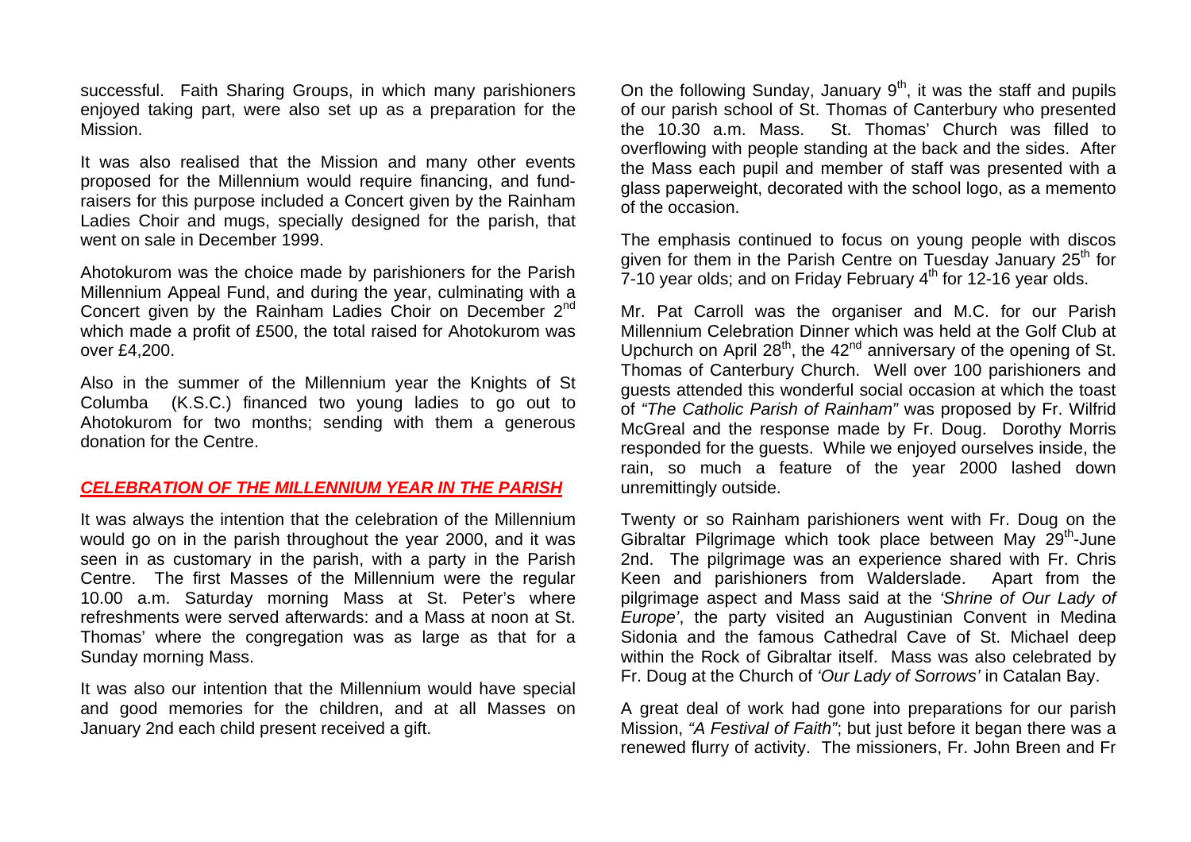successful. Faith Sharing Groups, in which many parishioners enjoyed taking part, were also set up as a preparation for the Mission.

It was also realised that the Mission and many other events proposed for the Millennium would require financing, and fund-raisers for this purpose included a Concert given by the Rainham Ladies Choir and mugs, specially designed for the parish, that went on sale in December 1999.

Ahotokurom was the choice made by parishioners for the Parish Millennium Appeal Fund, and during the year, culminating with a Concert given by the Rainham Ladies Choir on December 2nd which made a profit of £500, the total raised for Ahotokurom was over £4,200.

Also in the summer of the Millennium year the Knights of St Columba (K.S.C.) financed two young ladies to go out to Ahotokurom for two months; sending with them a generous donation for the Centre.

## ***CELEBRATION OF THE MILLENNIUM YEAR IN THE PARISH***

It was always the intention that the celebration of the Millennium would go on in the parish throughout the year 2000, and it was seen in as customary in the parish, with a party in the Parish Centre. The first Masses of the Millennium were the regular 10.00 a.m. Saturday morning Mass at St. Peter's where refreshments were served afterwards: and a Mass at noon at St. Thomas' where the congregation was as large as that for a Sunday morning Mass.

It was also our intention that the Millennium would have special and good memories for the children, and at all Masses on January 2nd each child present received a gift.

On the following Sunday, January 9th, it was the staff and pupils of our parish school of St. Thomas of Canterbury who presented the 10.30 a.m. Mass. St. Thomas' Church was filled to overflowing with people standing at the back and the sides. After the Mass each pupil and member of staff was presented with a glass paperweight, decorated with the school logo, as a memento of the occasion.

The emphasis continued to focus on young people with discos given for them in the Parish Centre on Tuesday January 25th for 7-10 year olds; and on Friday February 4th for 12-16 year olds.

Mr. Pat Carroll was the organiser and M.C. for our Parish Millennium Celebration Dinner which was held at the Golf Club at Upchurch on April 28th, the 42nd anniversary of the opening of St. Thomas of Canterbury Church. Well over 100 parishioners and guests attended this wonderful social occasion at which the toast of *"The Catholic Parish of Rainham"* was proposed by Fr. Wilfrid McGreal and the response made by Fr. Doug. Dorothy Morris responded for the guests. While we enjoyed ourselves inside, the rain, so much a feature of the year 2000 lashed down unremittingly outside.

Twenty or so Rainham parishioners went with Fr. Doug on the Gibraltar Pilgrimage which took place between May 29th-June 2nd. The pilgrimage was an experience shared with Fr. Chris Keen and parishioners from Walderslade. Apart from the pilgrimage aspect and Mass said at the *'Shrine of Our Lady of Europe'*, the party visited an Augustinian Convent in Medina Sidonia and the famous Cathedral Cave of St. Michael deep within the Rock of Gibraltar itself. Mass was also celebrated by Fr. Doug at the Church of *'Our Lady of Sorrows'* in Catalan Bay.

A great deal of work had gone into preparations for our parish Mission, *"A Festival of Faith"*; but just before it began there was a renewed flurry of activity. The missioners, Fr. John Breen and Fr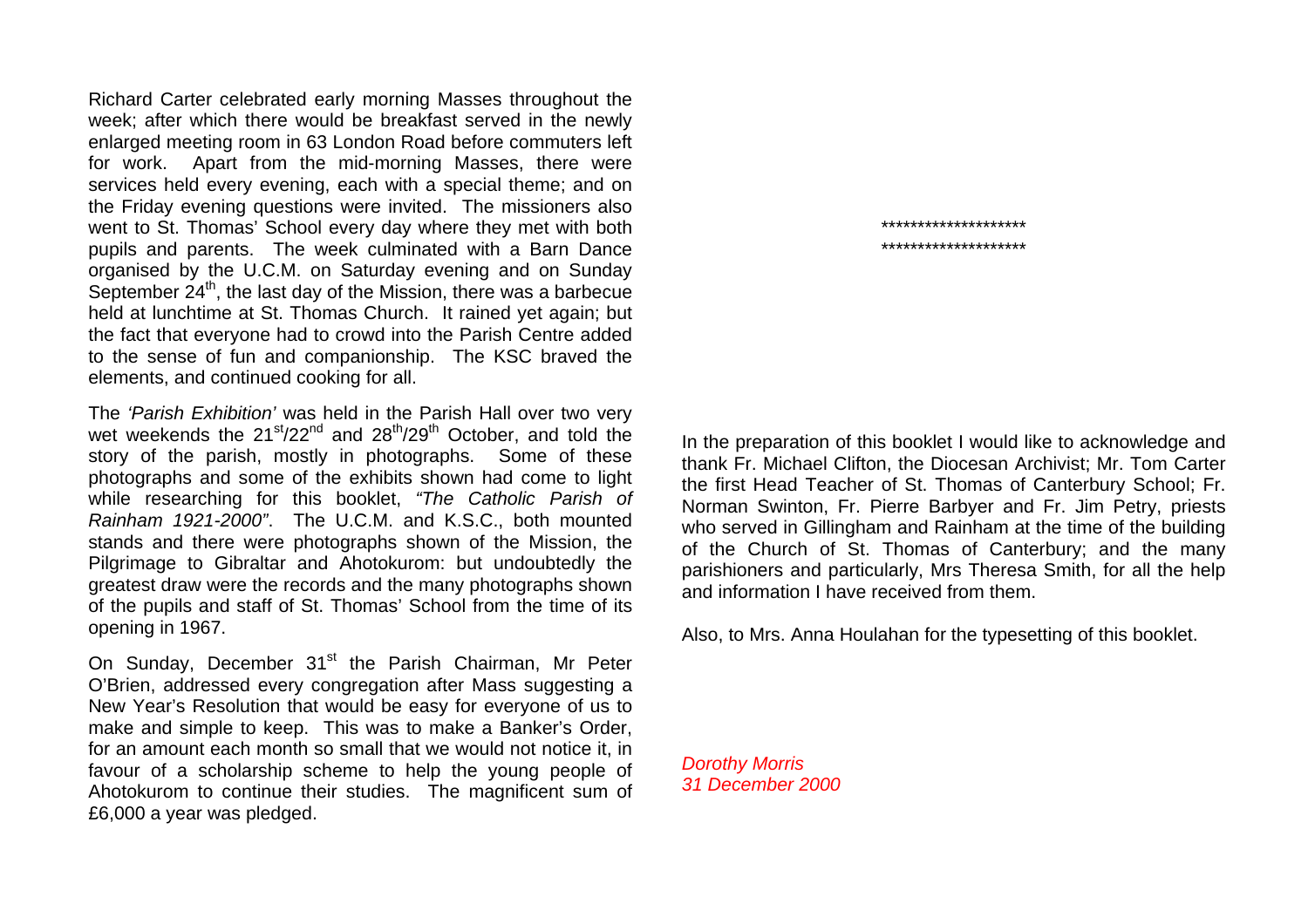Richard Carter celebrated early morning Masses throughout the week; after which there would be breakfast served in the newly enlarged meeting room in 63 London Road before commuters left for work. Apart from the mid-morning Masses, there were services held every evening, each with a special theme; and on the Friday evening questions were invited. The missioners also went to St. Thomas' School every day where they met with both pupils and parents. The week culminated with a Barn Dance organised by the U.C.M. on Saturday evening and on Sunday September 24th, the last day of the Mission, there was a barbecue held at lunchtime at St. Thomas Church. It rained yet again; but the fact that everyone had to crowd into the Parish Centre added to the sense of fun and companionship. The KSC braved the elements, and continued cooking for all.

The *'Parish Exhibition'* was held in the Parish Hall over two very wet weekends the 21st/22nd and 28th/29th October, and told the story of the parish, mostly in photographs. Some of these photographs and some of the exhibits shown had come to light while researching for this booklet, *"The Catholic Parish of Rainham 1921-2000"*. The U.C.M. and K.S.C., both mounted stands and there were photographs shown of the Mission, the Pilgrimage to Gibraltar and Ahotokurom: but undoubtedly the greatest draw were the records and the many photographs shown of the pupils and staff of St. Thomas' School from the time of its opening in 1967.

On Sunday, December 31st the Parish Chairman, Mr Peter O'Brien, addressed every congregation after Mass suggesting a New Year's Resolution that would be easy for everyone of us to make and simple to keep. This was to make a Banker's Order, for an amount each month so small that we would not notice it, in favour of a scholarship scheme to help the young people of Ahotokurom to continue their studies. The magnificent sum of £6,000 a year was pledged.

********************
********************

In the preparation of this booklet I would like to acknowledge and thank Fr. Michael Clifton, the Diocesan Archivist; Mr. Tom Carter the first Head Teacher of St. Thomas of Canterbury School; Fr. Norman Swinton, Fr. Pierre Barbyer and Fr. Jim Petry, priests who served in Gillingham and Rainham at the time of the building of the Church of St. Thomas of Canterbury; and the many parishioners and particularly, Mrs Theresa Smith, for all the help and information I have received from them.

Also, to Mrs. Anna Houlahan for the typesetting of this booklet.

*Dorothy Morris*
*31 December 2000*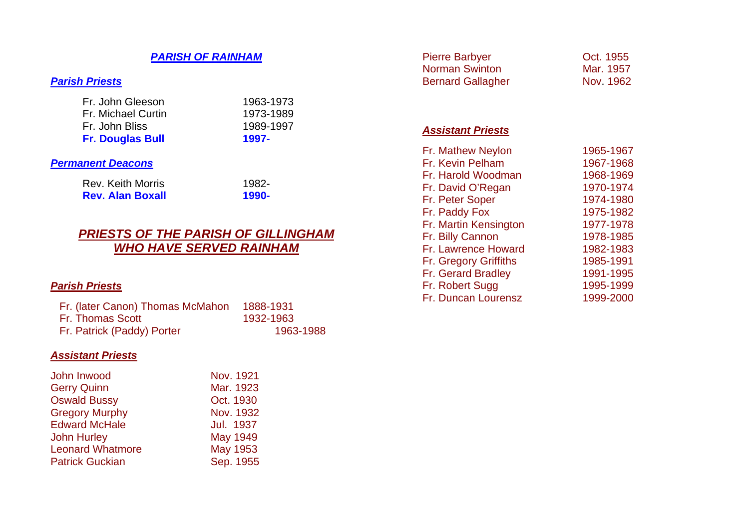## *PARISH OF RAINHAM*

### *Parish Priests*

| | |
|---|---|
| Fr. John Gleeson | 1963-1973 |
| Fr. Michael Curtin | 1973-1989 |
| Fr. John Bliss | 1989-1997 |
| **Fr. Douglas Bull** | **1997-** |

### *Permanent Deacons*

| | |
|---|---|
| Rev. Keith Morris | 1982- |
| **Rev. Alan Boxall** | **1990-** |

## *PRIESTS OF THE PARISH OF GILLINGHAM WHO HAVE SERVED RAINHAM*

### *Parish Priests*

| | |
|---|---|
| Fr. (later Canon) Thomas McMahon | 1888-1931 |
| Fr. Thomas Scott | 1932-1963 |
| Fr. Patrick (Paddy) Porter | 1963-1988 |

### *Assistant Priests*

| | |
|---|---|
| John Inwood | Nov. 1921 |
| Gerry Quinn | Mar. 1923 |
| Oswald Bussy | Oct. 1930 |
| Gregory Murphy | Nov. 1932 |
| Edward McHale | Jul. 1937 |
| John Hurley | May 1949 |
| Leonard Whatmore | May 1953 |
| Patrick Guckian | Sep. 1955 |
| Pierre Barbyer | Oct. 1955 |
| Norman Swinton | Mar. 1957 |
| Bernard Gallagher | Nov. 1962 |

### *Assistant Priests*

| | |
|---|---|
| Fr. Mathew Neylon | 1965-1967 |
| Fr. Kevin Pelham | 1967-1968 |
| Fr. Harold Woodman | 1968-1969 |
| Fr. David O'Regan | 1970-1974 |
| Fr. Peter Soper | 1974-1980 |
| Fr. Paddy Fox | 1975-1982 |
| Fr. Martin Kensington | 1977-1978 |
| Fr. Billy Cannon | 1978-1985 |
| Fr. Lawrence Howard | 1982-1983 |
| Fr. Gregory Griffiths | 1985-1991 |
| Fr. Gerard Bradley | 1991-1995 |
| Fr. Robert Sugg | 1995-1999 |
| Fr. Duncan Lourensz | 1999-2000 |